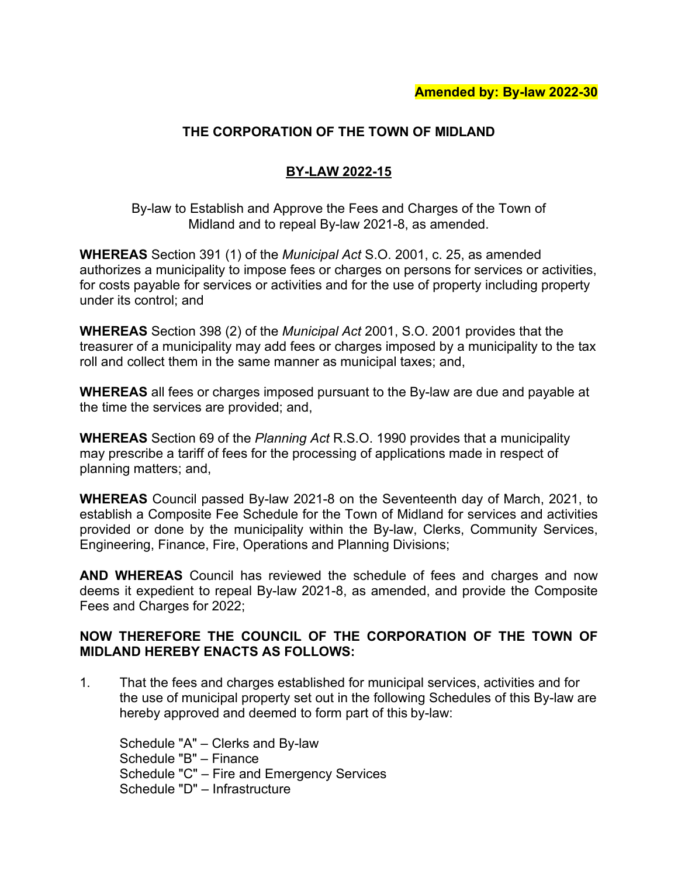**Amended by: By-law 2022-30**

# THE CORPORATION OF THE TOWN OF MIDLAND

## BY-LAW 2022-15

By-law to Establish and Approve the Fees and Charges of the Town of Midland and to repeal By-law 2021-8, as amended.

**WHEREAS** Section 391 (1) of the *Municipal Act* S.O. 2001, c. 25, as amended authorizes a municipality to impose fees or charges on persons for services or activities, for costs payable for services or activities and for the use of property including property under its control; and

**WHEREAS** Section 398 (2) of the *Municipal Act* 2001, S.O. 2001 provides that the treasurer of a municipality may add fees or charges imposed by a municipality to the tax roll and collect them in the same manner as municipal taxes; and,

**WHEREAS** all fees or charges imposed pursuant to the By-law are due and payable at the time the services are provided; and,

**WHEREAS** Section 69 of the *Planning Act* R.S.O. 1990 provides that a municipality may prescribe a tariff of fees for the processing of applications made in respect of planning matters; and,

**WHEREAS** Council passed By-law 2021-8 on the Seventeenth day of March, 2021, to establish a Composite Fee Schedule for the Town of Midland for services and activities provided or done by the municipality within the By-law, Clerks, Community Services, Engineering, Finance, Fire, Operations and Planning Divisions;

**AND WHEREAS** Council has reviewed the schedule of fees and charges and now deems it expedient to repeal By-law 2021-8, as amended, and provide the Composite Fees and Charges for 2022;

**NOW THEREFORE THE COUNCIL OF THE CORPORATION OF THE TOWN OF MIDLAND HEREBY ENACTS AS FOLLOWS:**

1. That the fees and charges established for municipal services, activities and for the use of municipal property set out in the following Schedules of this By-law are hereby approved and deemed to form part of this by-law:

   Schedule "A" – Clerks and By-law
   Schedule "B" – Finance
   Schedule "C" – Fire and Emergency Services
   Schedule "D" – Infrastructure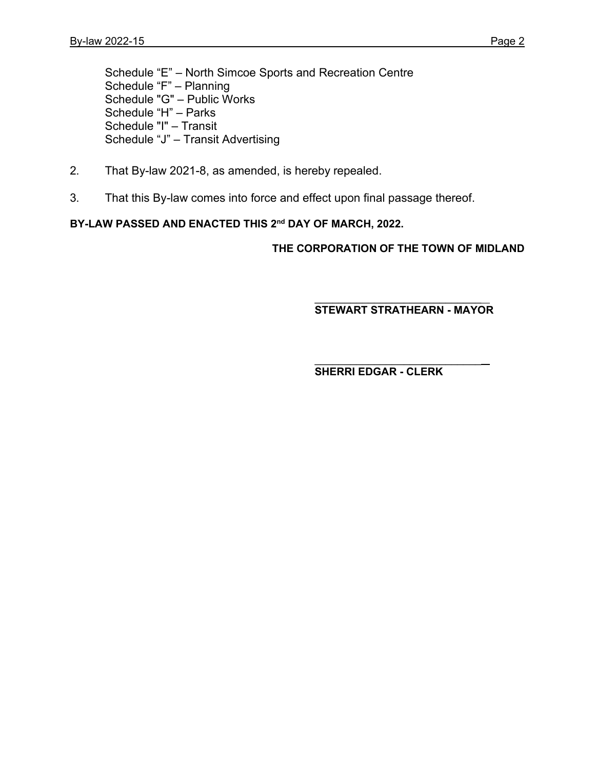Schedule “E” – North Simcoe Sports and Recreation Centre
Schedule “F” – Planning
Schedule "G" – Public Works
Schedule “H” – Parks
Schedule "I" – Transit
Schedule “J” – Transit Advertising

2. That By-law 2021-8, as amended, is hereby repealed.

3. That this By-law comes into force and effect upon final passage thereof.

**BY-LAW PASSED AND ENACTED THIS 2nd DAY OF MARCH, 2022.**

**THE CORPORATION OF THE TOWN OF MIDLAND**

\_\_\_\_\_\_\_\_\_\_\_\_\_\_\_\_\_\_\_\_\_\_\_\_\_\_\_\_\_\_

**STEWART STRATHEARN - MAYOR**

\_\_\_\_\_\_\_\_\_\_\_\_\_\_\_\_\_\_\_\_\_\_\_\_\_\_\_\_\_\_

**SHERRI EDGAR - CLERK**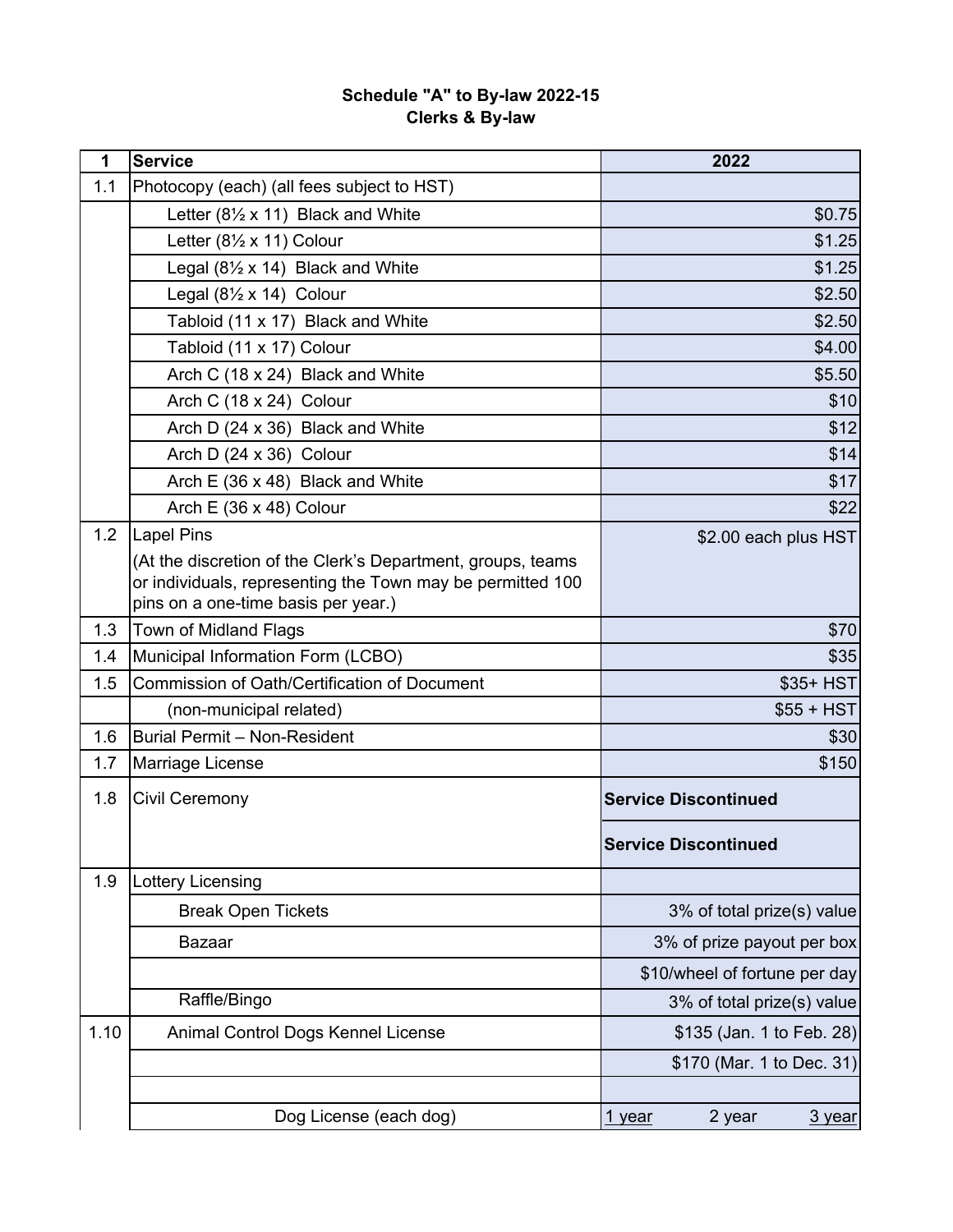**Schedule "A" to By-law 2022-15**
**Clerks & By-law**

| 1 | Service | 2022 |
|---|---|---|
| 1.1 | Photocopy (each) (all fees subject to HST) | |
| | Letter (8½ x 11) Black and White | $0.75 |
| | Letter (8½ x 11) Colour | $1.25 |
| | Legal (8½ x 14) Black and White | $1.25 |
| | Legal (8½ x 14) Colour | $2.50 |
| | Tabloid (11 x 17) Black and White | $2.50 |
| | Tabloid (11 x 17) Colour | $4.00 |
| | Arch C (18 x 24) Black and White | $5.50 |
| | Arch C (18 x 24) Colour | $10 |
| | Arch D (24 x 36) Black and White | $12 |
| | Arch D (24 x 36) Colour | $14 |
| | Arch E (36 x 48) Black and White | $17 |
| | Arch E (36 x 48) Colour | $22 |
| 1.2 | Lapel Pins<br>(At the discretion of the Clerk's Department, groups, teams or individuals, representing the Town may be permitted 100 pins on a one-time basis per year.) | $2.00 each plus HST |
| 1.3 | Town of Midland Flags | $70 |
| 1.4 | Municipal Information Form (LCBO) | $35 |
| 1.5 | Commission of Oath/Certification of Document | $35+ HST |
| | (non-municipal related) | $55 + HST |
| 1.6 | Burial Permit – Non-Resident | $30 |
| 1.7 | Marriage License | $150 |
| 1.8 | Civil Ceremony | **Service Discontinued** |
| | | **Service Discontinued** |
| 1.9 | Lottery Licensing | |
| | Break Open Tickets | 3% of total prize(s) value |
| | Bazaar | 3% of prize payout per box |
| | | $10/wheel of fortune per day |
| | Raffle/Bingo | 3% of total prize(s) value |
| 1.10 | Animal Control Dogs Kennel License | $135 (Jan. 1 to Feb. 28) |
| | | $170 (Mar. 1 to Dec. 31) |
| | | |
| | Dog License (each dog) | 1 year &nbsp;&nbsp; 2 year &nbsp;&nbsp; 3 year |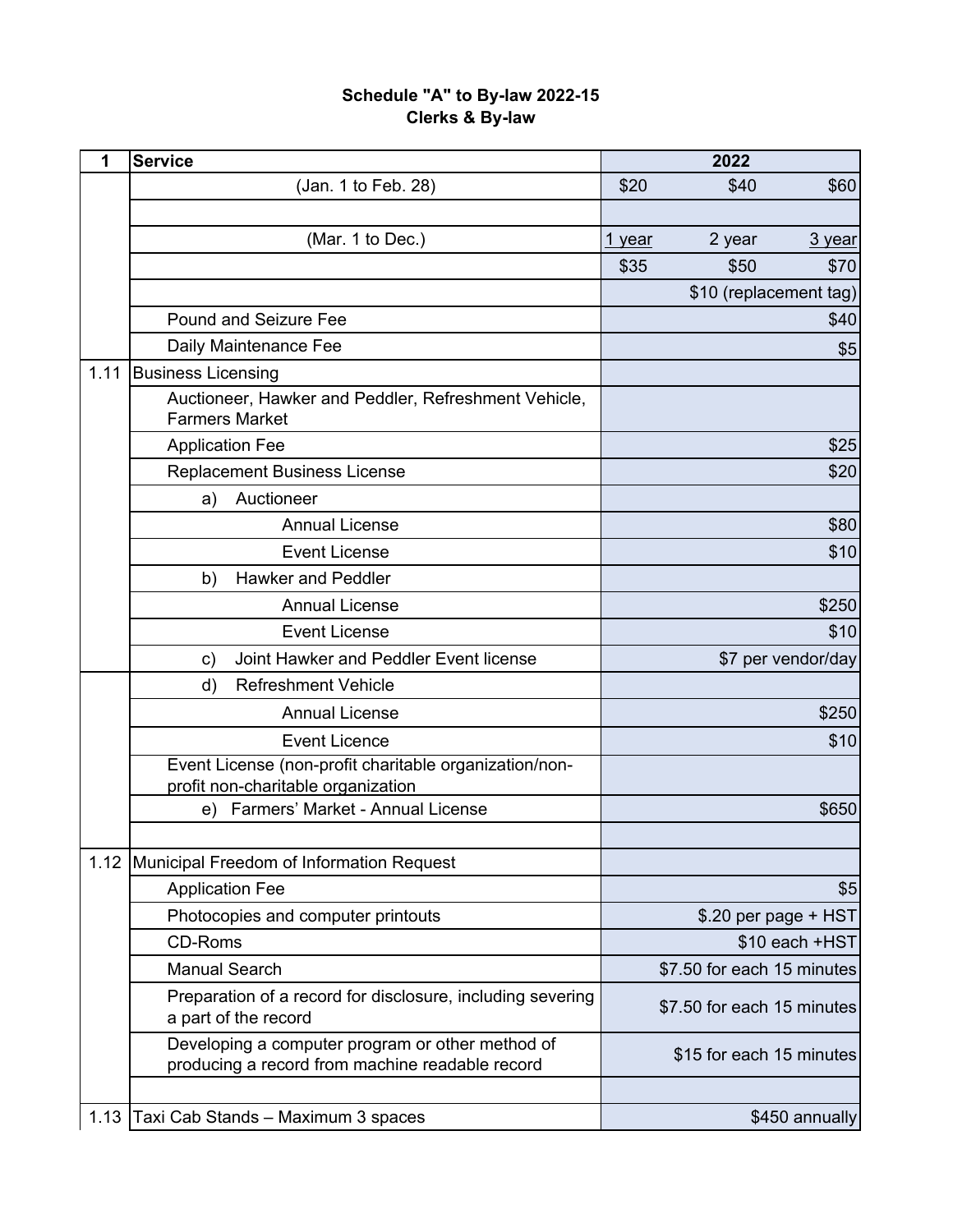**Schedule "A" to By-law 2022-15**
**Clerks & By-law**

| 1 | Service | 2022 | | |
|---|---|---|---|---|
| | (Jan. 1 to Feb. 28) | $20 | $40 | $60 |
| | | | | |
| | (Mar. 1 to Dec.) | 1 year | 2 year | 3 year |
| | | $35 | $50 | $70 |
| | | | | $10 (replacement tag) |
| | Pound and Seizure Fee | | | $40 |
| | Daily Maintenance Fee | | | $5 |
| 1.11 | Business Licensing | | | |
| | Auctioneer, Hawker and Peddler, Refreshment Vehicle, Farmers Market | | | |
| | Application Fee | | | $25 |
| | Replacement Business License | | | $20 |
| | a) Auctioneer | | | |
| | Annual License | | | $80 |
| | Event License | | | $10 |
| | b) Hawker and Peddler | | | |
| | Annual License | | | $250 |
| | Event License | | | $10 |
| | c) Joint Hawker and Peddler Event license | | | $7 per vendor/day |
| | d) Refreshment Vehicle | | | |
| | Annual License | | | $250 |
| | Event Licence | | | $10 |
| | Event License (non-profit charitable organization/non-profit non-charitable organization | | | |
| | e) Farmers' Market - Annual License | | | $650 |
| | | | | |
| 1.12 | Municipal Freedom of Information Request | | | |
| | Application Fee | | | $5 |
| | Photocopies and computer printouts | | | $.20 per page + HST |
| | CD-Roms | | | $10 each +HST |
| | Manual Search | | | $7.50 for each 15 minutes |
| | Preparation of a record for disclosure, including severing a part of the record | | | $7.50 for each 15 minutes |
| | Developing a computer program or other method of producing a record from machine readable record | | | $15 for each 15 minutes |
| | | | | |
| 1.13 | Taxi Cab Stands – Maximum 3 spaces | | | $450 annually |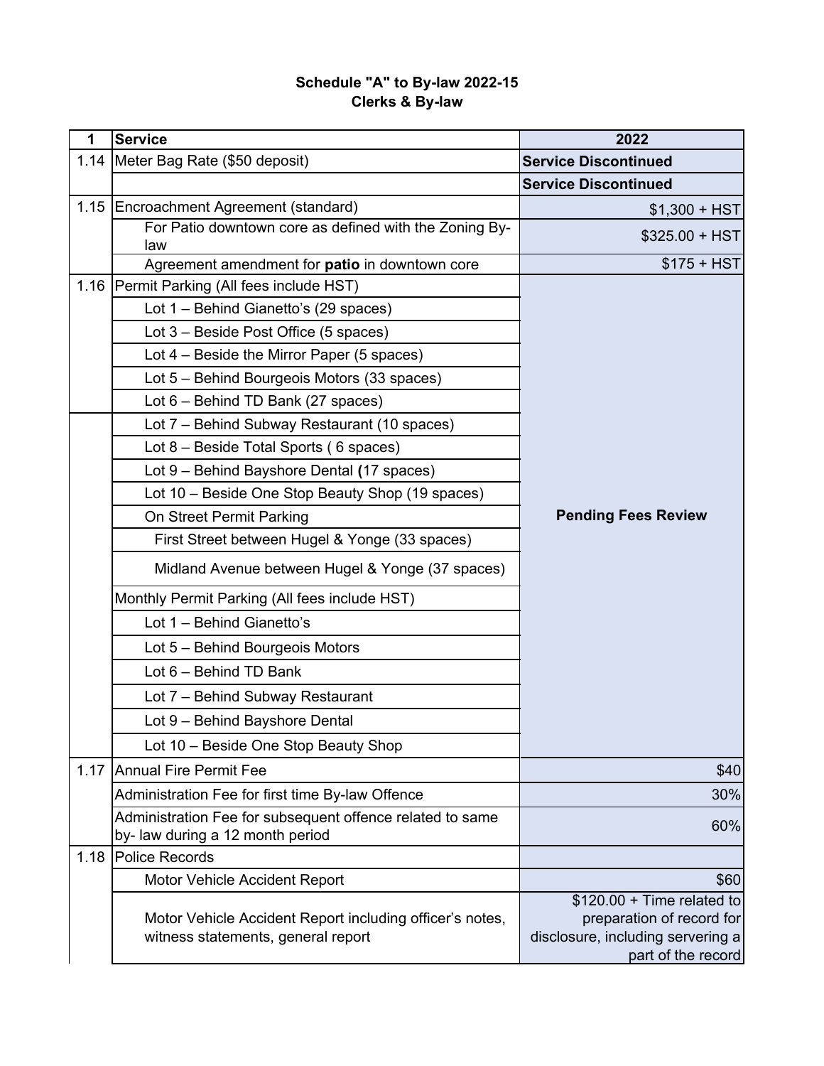**Schedule "A" to By-law 2022-15**
**Clerks & By-law**

| 1 | Service | 2022 |
|---|---|---|
| 1.14 | Meter Bag Rate ($50 deposit) | **Service Discontinued** |
| | | **Service Discontinued** |
| 1.15 | Encroachment Agreement (standard) | $1,300 + HST |
| | For Patio downtown core as defined with the Zoning By-law | $325.00 + HST |
| | Agreement amendment for **patio** in downtown core | $175 + HST |
| 1.16 | Permit Parking (All fees include HST) | **Pending Fees Review** |
| | Lot 1 – Behind Gianetto's (29 spaces) | |
| | Lot 3 – Beside Post Office (5 spaces) | |
| | Lot 4 – Beside the Mirror Paper (5 spaces) | |
| | Lot 5 – Behind Bourgeois Motors (33 spaces) | |
| | Lot 6 – Behind TD Bank (27 spaces) | |
| | Lot 7 – Behind Subway Restaurant (10 spaces) | |
| | Lot 8 – Beside Total Sports ( 6 spaces) | |
| | Lot 9 – Behind Bayshore Dental **(**17 spaces) | |
| | Lot 10 – Beside One Stop Beauty Shop (19 spaces) | |
| | On Street Permit Parking | |
| | First Street between Hugel & Yonge (33 spaces) | |
| | Midland Avenue between Hugel & Yonge (37 spaces) | |
| | Monthly Permit Parking (All fees include HST) | |
| | Lot 1 – Behind Gianetto's | |
| | Lot 5 – Behind Bourgeois Motors | |
| | Lot 6 – Behind TD Bank | |
| | Lot 7 – Behind Subway Restaurant | |
| | Lot 9 – Behind Bayshore Dental | |
| | Lot 10 – Beside One Stop Beauty Shop | |
| 1.17 | Annual Fire Permit Fee | $40 |
| | Administration Fee for first time By-law Offence | 30% |
| | Administration Fee for subsequent offence related to same by- law during a 12 month period | 60% |
| 1.18 | Police Records | |
| | Motor Vehicle Accident Report | $60 |
| | Motor Vehicle Accident Report including officer's notes, witness statements, general report | $120.00 + Time related to preparation of record for disclosure, including servering a part of the record |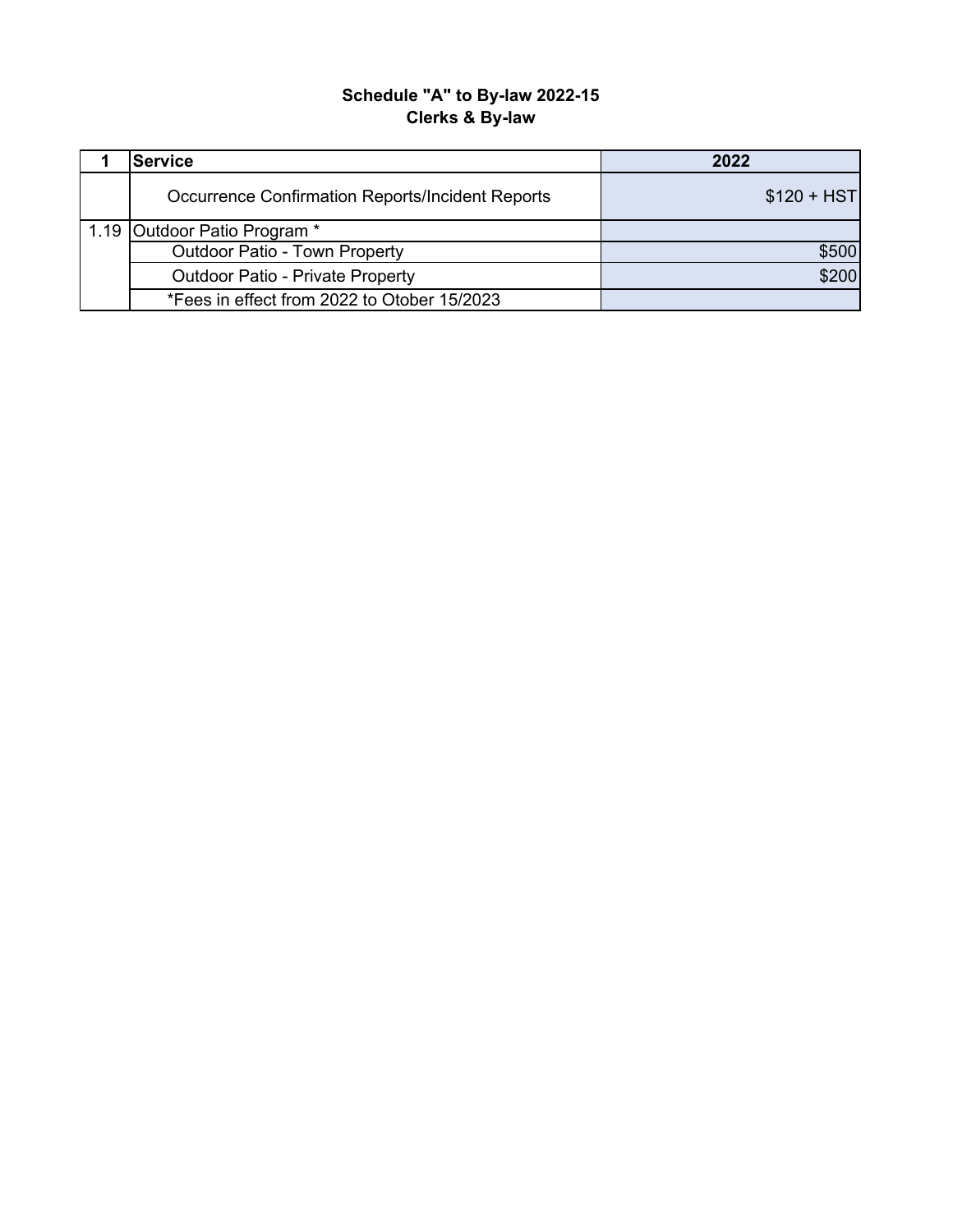**Schedule "A" to By-law 2022-15**
**Clerks & By-law**

| 1 | Service | 2022 |
|---|---|---|
| | Occurrence Confirmation Reports/Incident Reports | $120 + HST |
| 1.19 | Outdoor Patio Program * | |
| | Outdoor Patio - Town Property | $500 |
| | Outdoor Patio - Private Property | $200 |
| | *Fees in effect from 2022 to Otober 15/2023 | |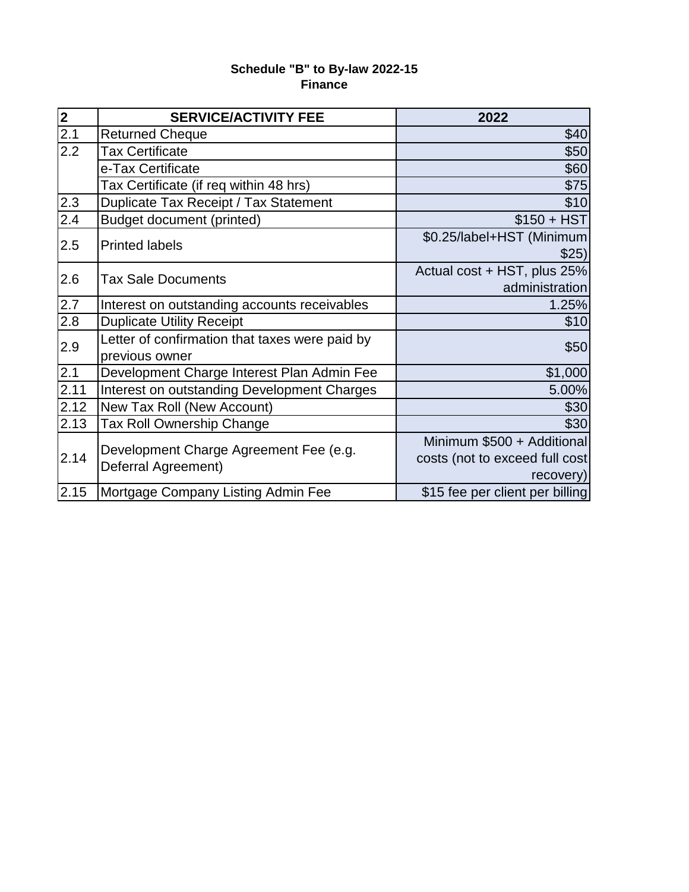**Schedule "B" to By-law 2022-15**
**Finance**

| 2 | SERVICE/ACTIVITY FEE | 2022 |
|---|---|---|
| 2.1 | Returned Cheque | $40 |
| 2.2 | Tax Certificate | $50 |
| | e-Tax Certificate | $60 |
| | Tax Certificate (if req within 48 hrs) | $75 |
| 2.3 | Duplicate Tax Receipt / Tax Statement | $10 |
| 2.4 | Budget document (printed) | $150 + HST |
| 2.5 | Printed labels | $0.25/label+HST (Minimum $25) |
| 2.6 | Tax Sale Documents | Actual cost + HST, plus 25% administration |
| 2.7 | Interest on outstanding accounts receivables | 1.25% |
| 2.8 | Duplicate Utility Receipt | $10 |
| 2.9 | Letter of confirmation that taxes were paid by previous owner | $50 |
| 2.1 | Development Charge Interest Plan Admin Fee | $1,000 |
| 2.11 | Interest on outstanding Development Charges | 5.00% |
| 2.12 | New Tax Roll (New Account) | $30 |
| 2.13 | Tax Roll Ownership Change | $30 |
| 2.14 | Development Charge Agreement Fee (e.g. Deferral Agreement) | Minimum $500 + Additional costs (not to exceed full cost recovery) |
| 2.15 | Mortgage Company Listing Admin Fee | $15 fee per client per billing |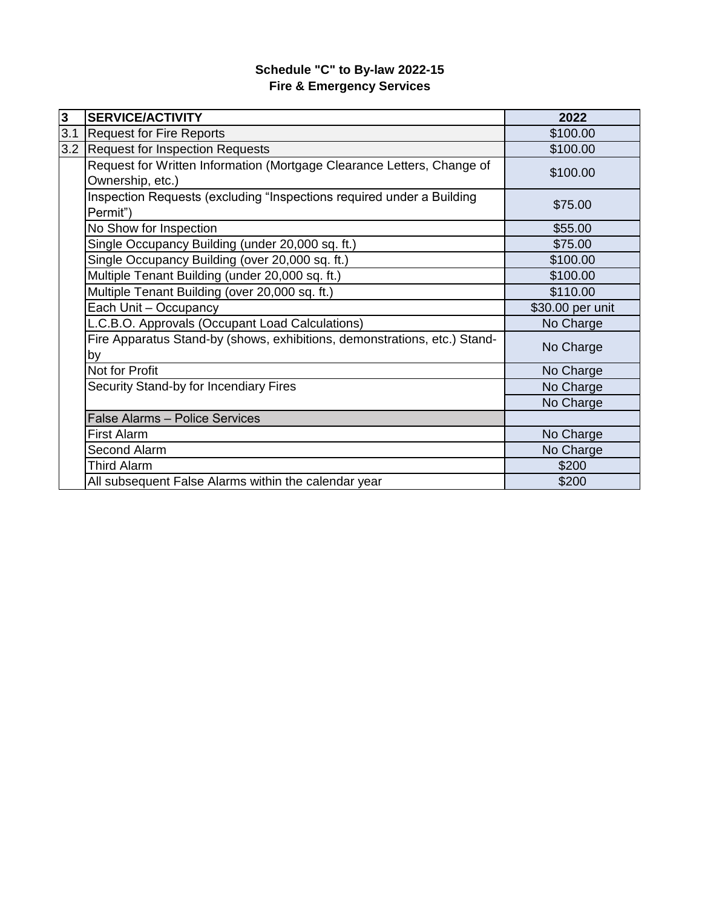**Schedule "C" to By-law 2022-15**
**Fire & Emergency Services**

| 3 | SERVICE/ACTIVITY | 2022 |
|---|---|---|
| 3.1 | Request for Fire Reports | $100.00 |
| 3.2 | Request for Inspection Requests | $100.00 |
| | Request for Written Information (Mortgage Clearance Letters, Change of Ownership, etc.) | $100.00 |
| | Inspection Requests (excluding "Inspections required under a Building Permit") | $75.00 |
| | No Show for Inspection | $55.00 |
| | Single Occupancy Building (under 20,000 sq. ft.) | $75.00 |
| | Single Occupancy Building (over 20,000 sq. ft.) | $100.00 |
| | Multiple Tenant Building (under 20,000 sq. ft.) | $100.00 |
| | Multiple Tenant Building (over 20,000 sq. ft.) | $110.00 |
| | Each Unit – Occupancy | $30.00 per unit |
| | L.C.B.O. Approvals (Occupant Load Calculations) | No Charge |
| | Fire Apparatus Stand-by (shows, exhibitions, demonstrations, etc.) Stand-by | No Charge |
| | Not for Profit | No Charge |
| | Security Stand-by for Incendiary Fires | No Charge |
| | | No Charge |
| | False Alarms – Police Services | |
| | First Alarm | No Charge |
| | Second Alarm | No Charge |
| | Third Alarm | $200 |
| | All subsequent False Alarms within the calendar year | $200 |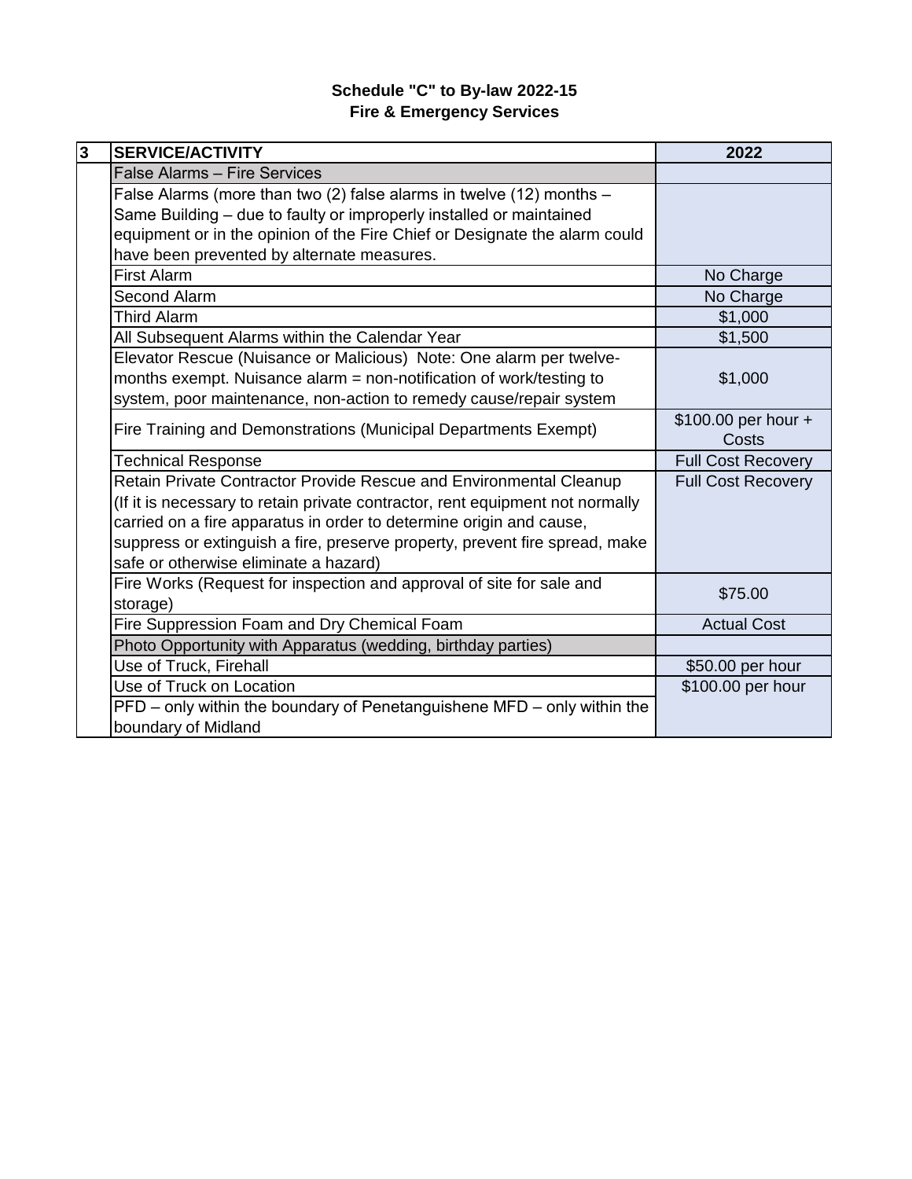**Schedule "C" to By-law 2022-15**
**Fire & Emergency Services**

| 3 | SERVICE/ACTIVITY | 2022 |
|---|---|---|
| | False Alarms – Fire Services | |
| | False Alarms (more than two (2) false alarms in twelve (12) months – Same Building – due to faulty or improperly installed or maintained equipment or in the opinion of the Fire Chief or Designate the alarm could have been prevented by alternate measures. | |
| | First Alarm | No Charge |
| | Second Alarm | No Charge |
| | Third Alarm | $1,000 |
| | All Subsequent Alarms within the Calendar Year | $1,500 |
| | Elevator Rescue (Nuisance or Malicious) Note: One alarm per twelve-months exempt. Nuisance alarm = non-notification of work/testing to system, poor maintenance, non-action to remedy cause/repair system | $1,000 |
| | Fire Training and Demonstrations (Municipal Departments Exempt) | $100.00 per hour + Costs |
| | Technical Response | Full Cost Recovery |
| | Retain Private Contractor Provide Rescue and Environmental Cleanup (If it is necessary to retain private contractor, rent equipment not normally carried on a fire apparatus in order to determine origin and cause, suppress or extinguish a fire, preserve property, prevent fire spread, make safe or otherwise eliminate a hazard) | Full Cost Recovery |
| | Fire Works (Request for inspection and approval of site for sale and storage) | $75.00 |
| | Fire Suppression Foam and Dry Chemical Foam | Actual Cost |
| | Photo Opportunity with Apparatus (wedding, birthday parties) | |
| | Use of Truck, Firehall | $50.00 per hour |
| | Use of Truck on Location<br>PFD – only within the boundary of Penetanguishene MFD – only within the boundary of Midland | $100.00 per hour |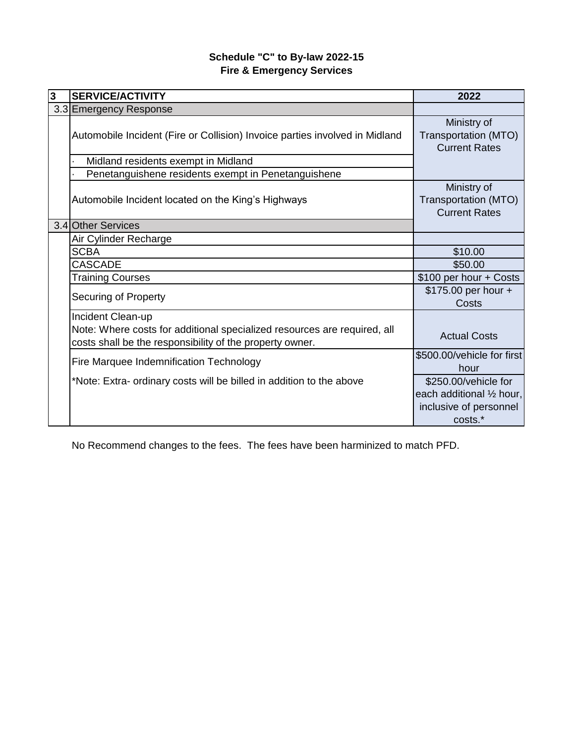**Schedule "C" to By-law 2022-15**
**Fire & Emergency Services**

| 3 | SERVICE/ACTIVITY | 2022 |
|---|---|---|
| 3.3 | Emergency Response | |
| | Automobile Incident (Fire or Collision) Invoice parties involved in Midland | Ministry of Transportation (MTO) Current Rates |
| | · Midland residents exempt in Midland | |
| | · Penetanguishene residents exempt in Penetanguishene | |
| | Automobile Incident located on the King's Highways | Ministry of Transportation (MTO) Current Rates |
| 3.4 | Other Services | |
| | Air Cylinder Recharge | |
| | SCBA | $10.00 |
| | CASCADE | $50.00 |
| | Training Courses | $100 per hour + Costs |
| | Securing of Property | $175.00 per hour + Costs |
| | Incident Clean-up<br>Note: Where costs for additional specialized resources are required, all costs shall be the responsibility of the property owner. | Actual Costs |
| | Fire Marquee Indemnification Technology | $500.00/vehicle for first hour |
| | *Note: Extra- ordinary costs will be billed in addition to the above | $250.00/vehicle for each additional ½ hour, inclusive of personnel costs.* |

No Recommend changes to the fees. The fees have been harminized to match PFD.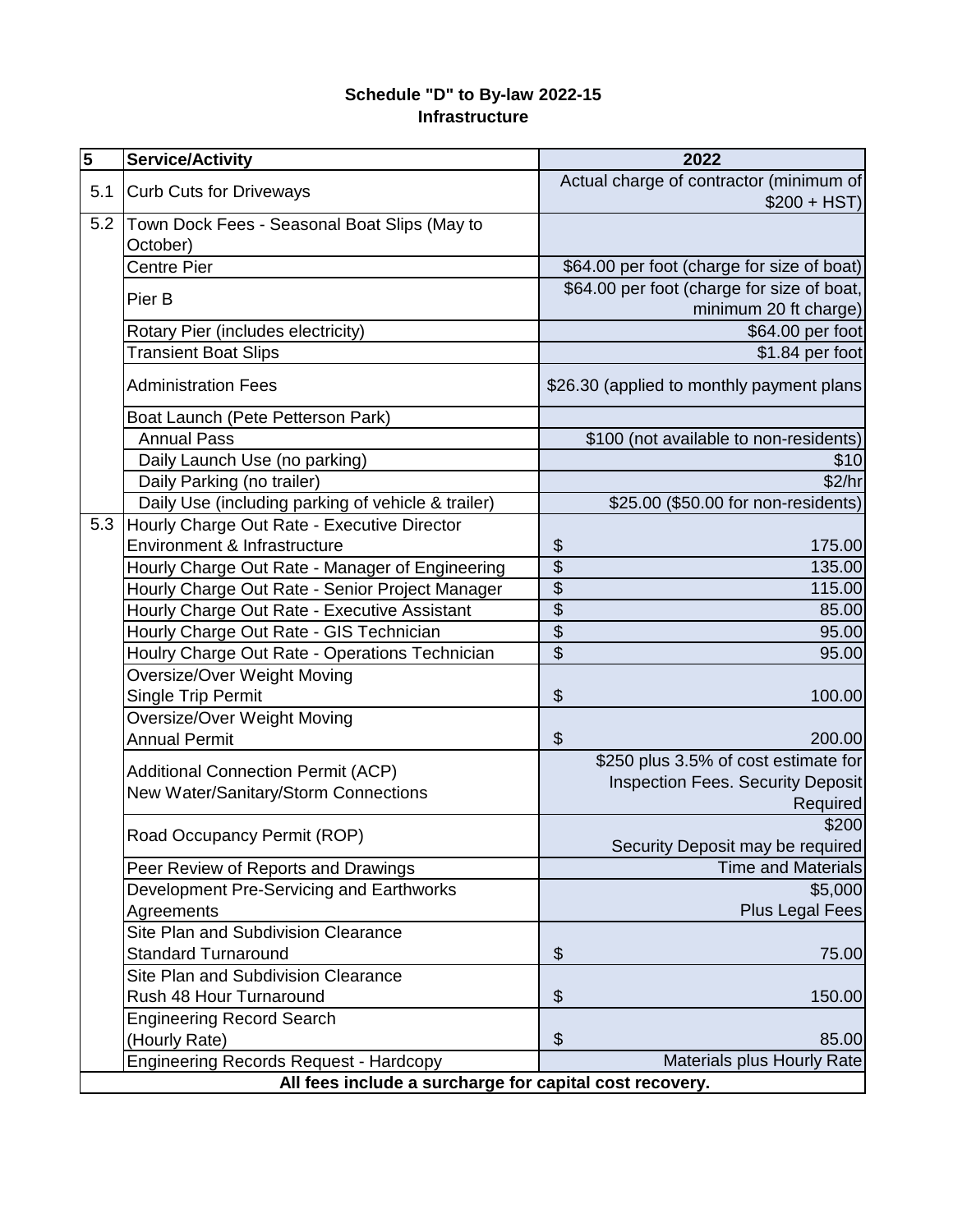**Schedule "D" to By-law 2022-15**
**Infrastructure**

| 5 | Service/Activity | 2022 |
|---|---|---|
| 5.1 | Curb Cuts for Driveways | Actual charge of contractor (minimum of $200 + HST) |
| 5.2 | Town Dock Fees - Seasonal Boat Slips (May to October) | |
| | Centre Pier | $64.00 per foot (charge for size of boat) |
| | Pier B | $64.00 per foot (charge for size of boat, minimum 20 ft charge) |
| | Rotary Pier (includes electricity) | $64.00 per foot |
| | Transient Boat Slips | $1.84 per foot |
| | Administration Fees | $26.30 (applied to monthly payment plans |
| | Boat Launch (Pete Petterson Park) | |
| | Annual Pass | $100 (not available to non-residents) |
| | Daily Launch Use (no parking) | $10 |
| | Daily Parking (no trailer) | $2/hr |
| | Daily Use (including parking of vehicle & trailer) | $25.00 ($50.00 for non-residents) |
| 5.3 | Hourly Charge Out Rate - Executive Director Environment & Infrastructure | $ 175.00 |
| | Hourly Charge Out Rate - Manager of Engineering | $ 135.00 |
| | Hourly Charge Out Rate - Senior Project Manager | $ 115.00 |
| | Hourly Charge Out Rate - Executive Assistant | $ 85.00 |
| | Hourly Charge Out Rate - GIS Technician | $ 95.00 |
| | Houlry Charge Out Rate - Operations Technician | $ 95.00 |
| | Oversize/Over Weight Moving Single Trip Permit | $ 100.00 |
| | Oversize/Over Weight Moving Annual Permit | $ 200.00 |
| | Additional Connection Permit (ACP) New Water/Sanitary/Storm Connections | $250 plus 3.5% of cost estimate for Inspection Fees. Security Deposit Required |
| | Road Occupancy Permit (ROP) | $200 Security Deposit may be required |
| | Peer Review of Reports and Drawings | Time and Materials |
| | Development Pre-Servicing and Earthworks Agreements | $5,000 Plus Legal Fees |
| | Site Plan and Subdivision Clearance Standard Turnaround | $ 75.00 |
| | Site Plan and Subdivision Clearance Rush 48 Hour Turnaround | $ 150.00 |
| | Engineering Record Search (Hourly Rate) | $ 85.00 |
| | Engineering Records Request - Hardcopy | Materials plus Hourly Rate |

**All fees include a surcharge for capital cost recovery.**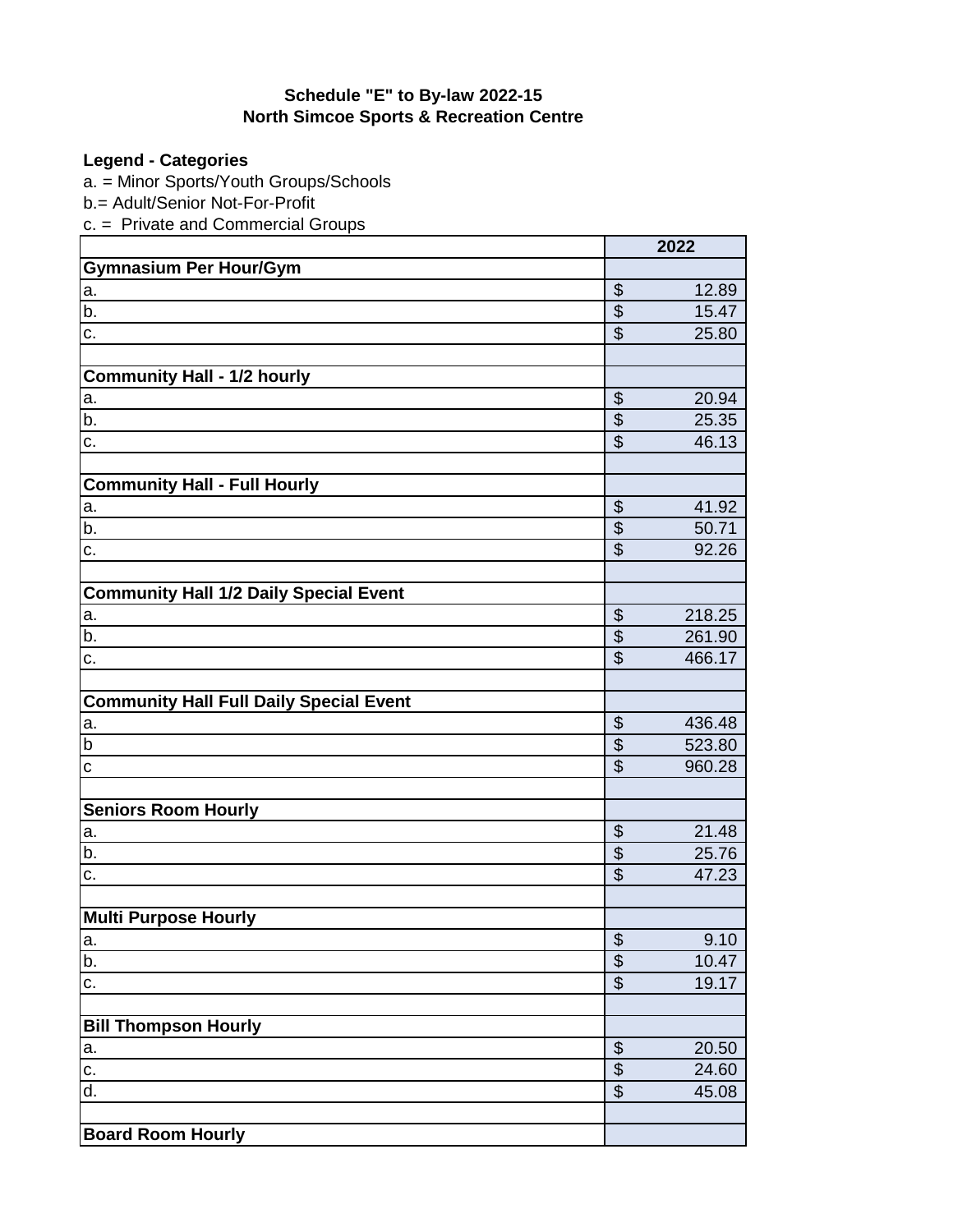**Schedule "E" to By-law 2022-15**
**North Simcoe Sports & Recreation Centre**

**Legend - Categories**

a. = Minor Sports/Youth Groups/Schools
b.= Adult/Senior Not-For-Profit
c. = Private and Commercial Groups

| | 2022 |
|---|---|
| **Gymnasium Per Hour/Gym** | |
| a. | $ 12.89 |
| b. | $ 15.47 |
| c. | $ 25.80 |
| | |
| **Community Hall - 1/2 hourly** | |
| a. | $ 20.94 |
| b. | $ 25.35 |
| c. | $ 46.13 |
| | |
| **Community Hall - Full Hourly** | |
| a. | $ 41.92 |
| b. | $ 50.71 |
| c. | $ 92.26 |
| | |
| **Community Hall 1/2 Daily Special Event** | |
| a. | $ 218.25 |
| b. | $ 261.90 |
| c. | $ 466.17 |
| | |
| **Community Hall Full Daily Special Event** | |
| a. | $ 436.48 |
| b | $ 523.80 |
| c | $ 960.28 |
| | |
| **Seniors Room Hourly** | |
| a. | $ 21.48 |
| b. | $ 25.76 |
| c. | $ 47.23 |
| | |
| **Multi Purpose Hourly** | |
| a. | $ 9.10 |
| b. | $ 10.47 |
| c. | $ 19.17 |
| | |
| **Bill Thompson Hourly** | |
| a. | $ 20.50 |
| c. | $ 24.60 |
| d. | $ 45.08 |
| | |
| **Board Room Hourly** | |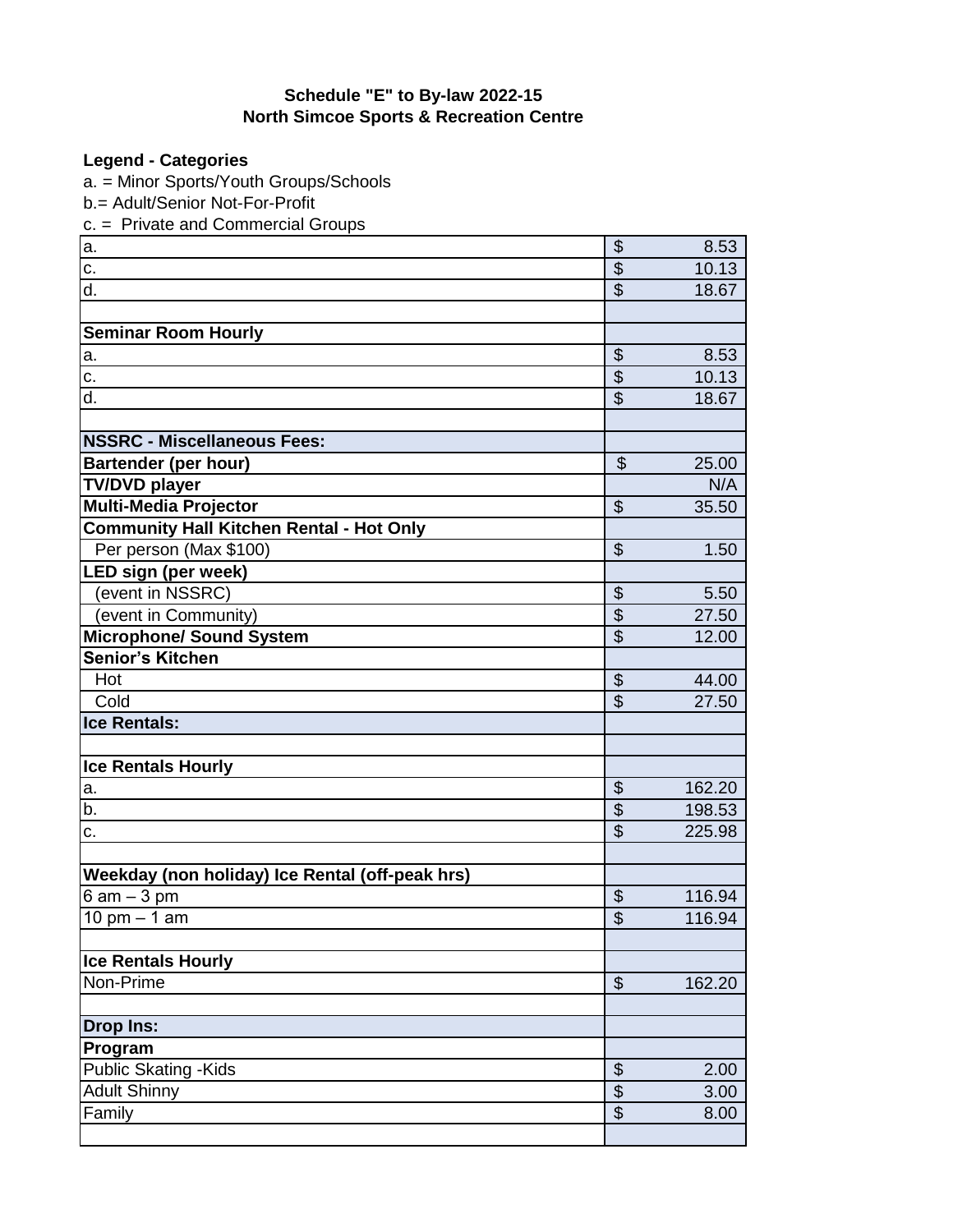**Schedule "E" to By-law 2022-15**
**North Simcoe Sports & Recreation Centre**

**Legend - Categories**

a. = Minor Sports/Youth Groups/Schools
b.= Adult/Senior Not-For-Profit
c. = Private and Commercial Groups

| | |
|---|---|
| a. | $ 8.53 |
| c. | $ 10.13 |
| d. | $ 18.67 |
| | |
| **Seminar Room Hourly** | |
| a. | $ 8.53 |
| c. | $ 10.13 |
| d. | $ 18.67 |
| | |
| **NSSRC - Miscellaneous Fees:** | |
| **Bartender (per hour)** | $ 25.00 |
| **TV/DVD player** | N/A |
| **Multi-Media Projector** | $ 35.50 |
| **Community Hall Kitchen Rental - Hot Only** | |
| Per person (Max $100) | $ 1.50 |
| **LED sign (per week)** | |
| (event in NSSRC) | $ 5.50 |
| (event in Community) | $ 27.50 |
| **Microphone/ Sound System** | $ 12.00 |
| **Senior's Kitchen** | |
| Hot | $ 44.00 |
| Cold | $ 27.50 |
| **Ice Rentals:** | |
| | |
| **Ice Rentals Hourly** | |
| a. | $ 162.20 |
| b. | $ 198.53 |
| c. | $ 225.98 |
| | |
| **Weekday (non holiday) Ice Rental (off-peak hrs)** | |
| 6 am – 3 pm | $ 116.94 |
| 10 pm – 1 am | $ 116.94 |
| | |
| **Ice Rentals Hourly** | |
| Non-Prime | $ 162.20 |
| | |
| **Drop Ins:** | |
| **Program** | |
| Public Skating -Kids | $ 2.00 |
| Adult Shinny | $ 3.00 |
| Family | $ 8.00 |
| | |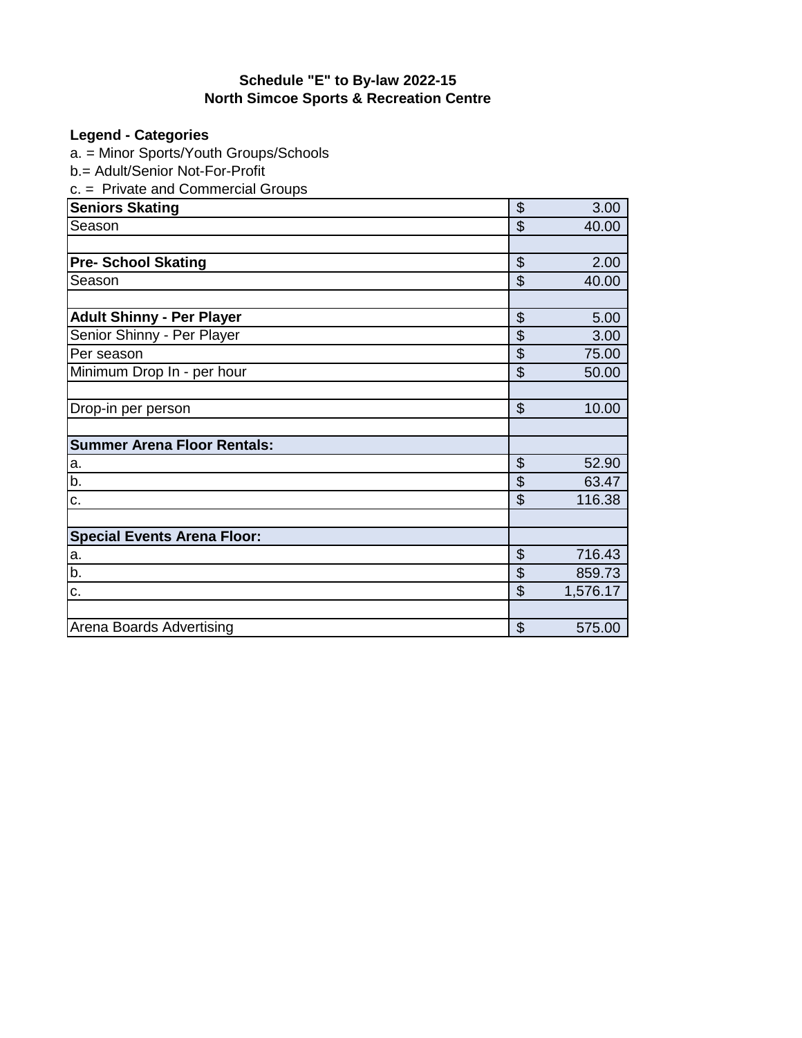**Schedule "E" to By-law 2022-15**
**North Simcoe Sports & Recreation Centre**

**Legend - Categories**

a. = Minor Sports/Youth Groups/Schools
b.= Adult/Senior Not-For-Profit
c. = Private and Commercial Groups

| | |
|---|---|
| **Seniors Skating** | $ 3.00 |
| Season | $ 40.00 |
| | |
| **Pre- School Skating** | $ 2.00 |
| Season | $ 40.00 |
| | |
| **Adult Shinny - Per Player** | $ 5.00 |
| Senior Shinny - Per Player | $ 3.00 |
| Per season | $ 75.00 |
| Minimum Drop In - per hour | $ 50.00 |
| | |
| Drop-in per person | $ 10.00 |
| | |
| **Summer Arena Floor Rentals:** | |
| a. | $ 52.90 |
| b. | $ 63.47 |
| c. | $ 116.38 |
| | |
| **Special Events Arena Floor:** | |
| a. | $ 716.43 |
| b. | $ 859.73 |
| c. | $ 1,576.17 |
| | |
| Arena Boards Advertising | $ 575.00 |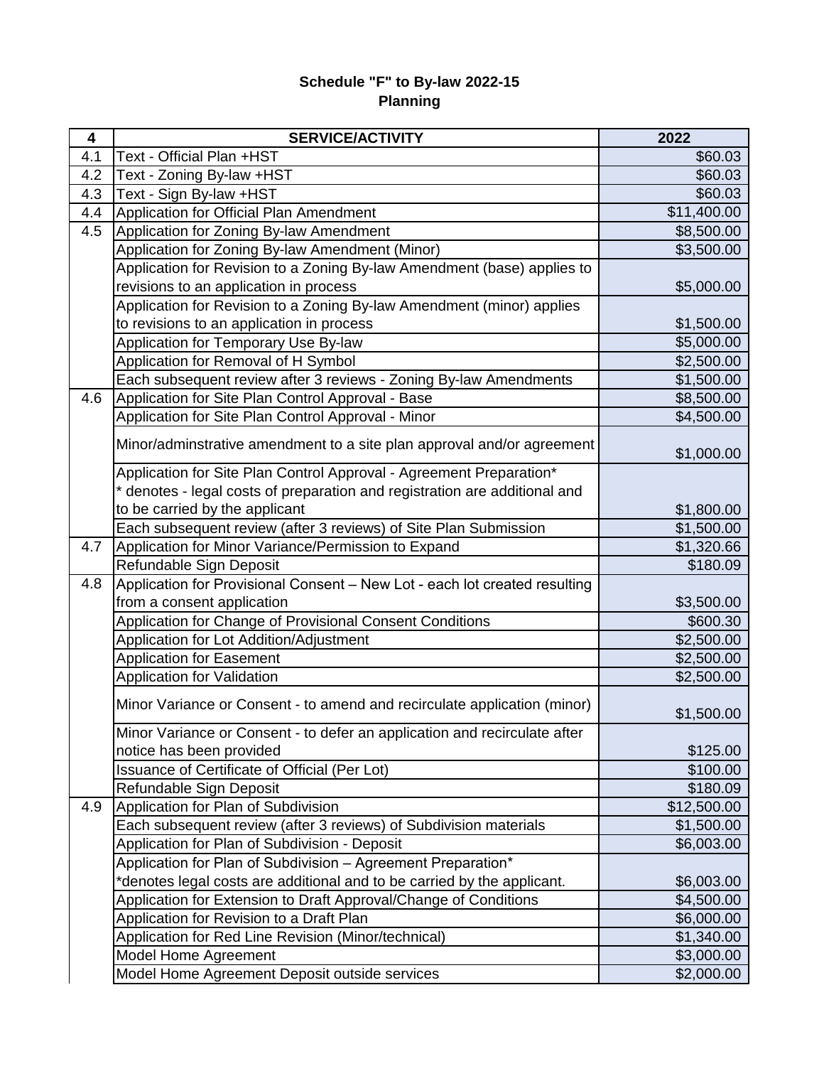**Schedule "F" to By-law 2022-15**
**Planning**

| 4 | SERVICE/ACTIVITY | 2022 |
|---|---|---|
| 4.1 | Text - Official Plan +HST | $60.03 |
| 4.2 | Text - Zoning By-law +HST | $60.03 |
| 4.3 | Text - Sign By-law +HST | $60.03 |
| 4.4 | Application for Official Plan Amendment | $11,400.00 |
| 4.5 | Application for Zoning By-law Amendment | $8,500.00 |
| | Application for Zoning By-law Amendment (Minor) | $3,500.00 |
| | Application for Revision to a Zoning By-law Amendment (base) applies to revisions to an application in process | $5,000.00 |
| | Application for Revision to a Zoning By-law Amendment (minor) applies to revisions to an application in process | $1,500.00 |
| | Application for Temporary Use By-law | $5,000.00 |
| | Application for Removal of H Symbol | $2,500.00 |
| | Each subsequent review after 3 reviews - Zoning By-law Amendments | $1,500.00 |
| 4.6 | Application for Site Plan Control Approval - Base | $8,500.00 |
| | Application for Site Plan Control Approval - Minor | $4,500.00 |
| | Minor/adminstrative amendment to a site plan approval and/or agreement | $1,000.00 |
| | Application for Site Plan Control Approval - Agreement Preparation* * denotes - legal costs of preparation and registration are additional and to be carried by the applicant | $1,800.00 |
| | Each subsequent review (after 3 reviews) of Site Plan Submission | $1,500.00 |
| 4.7 | Application for Minor Variance/Permission to Expand | $1,320.66 |
| | Refundable Sign Deposit | $180.09 |
| 4.8 | Application for Provisional Consent – New Lot - each lot created resulting from a consent application | $3,500.00 |
| | Application for Change of Provisional Consent Conditions | $600.30 |
| | Application for Lot Addition/Adjustment | $2,500.00 |
| | Application for Easement | $2,500.00 |
| | Application for Validation | $2,500.00 |
| | Minor Variance or Consent - to amend and recirculate application (minor) | $1,500.00 |
| | Minor Variance or Consent - to defer an application and recirculate after notice has been provided | $125.00 |
| | Issuance of Certificate of Official (Per Lot) | $100.00 |
| | Refundable Sign Deposit | $180.09 |
| 4.9 | Application for Plan of Subdivision | $12,500.00 |
| | Each subsequent review (after 3 reviews) of Subdivision materials | $1,500.00 |
| | Application for Plan of Subdivision - Deposit | $6,003.00 |
| | Application for Plan of Subdivision – Agreement Preparation* *denotes legal costs are additional and to be carried by the applicant. | $6,003.00 |
| | Application for Extension to Draft Approval/Change of Conditions | $4,500.00 |
| | Application for Revision to a Draft Plan | $6,000.00 |
| | Application for Red Line Revision (Minor/technical) | $1,340.00 |
| | Model Home Agreement | $3,000.00 |
| | Model Home Agreement Deposit outside services | $2,000.00 |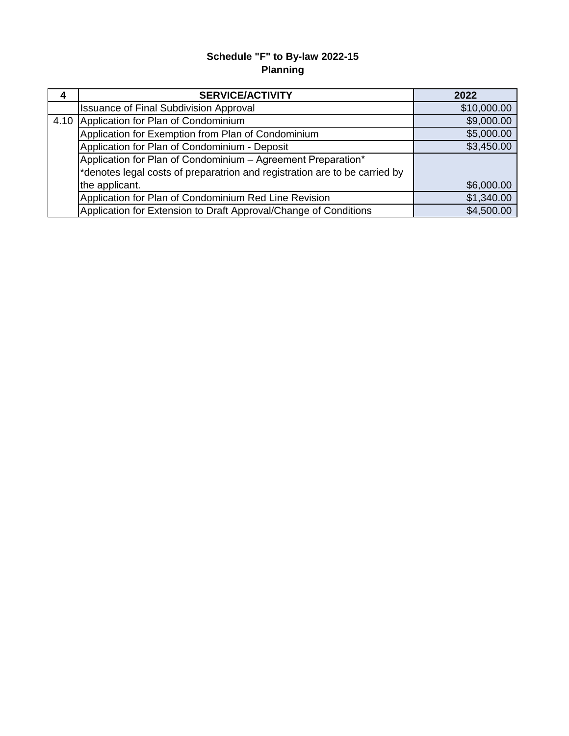**Schedule "F" to By-law 2022-15**
**Planning**

| 4 | SERVICE/ACTIVITY | 2022 |
|---|---|---|
| | Issuance of Final Subdivision Approval | $10,000.00 |
| 4.10 | Application for Plan of Condominium | $9,000.00 |
| | Application for Exemption from Plan of Condominium | $5,000.00 |
| | Application for Plan of Condominium - Deposit | $3,450.00 |
| | Application for Plan of Condominium – Agreement Preparation* *denotes legal costs of preparatrion and registration are to be carried by the applicant. | $6,000.00 |
| | Application for Plan of Condominium Red Line Revision | $1,340.00 |
| | Application for Extension to Draft Approval/Change of Conditions | $4,500.00 |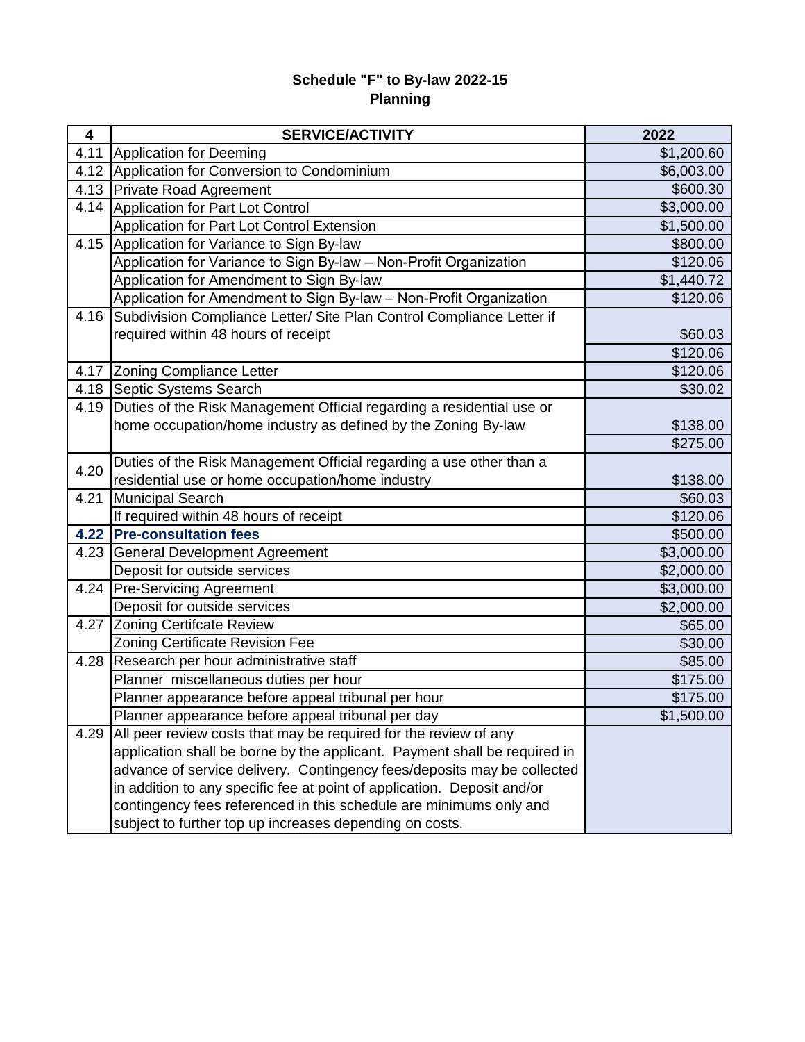**Schedule "F" to By-law 2022-15**
**Planning**

| 4 | SERVICE/ACTIVITY | 2022 |
|---|---|---|
| 4.11 | Application for Deeming | $1,200.60 |
| 4.12 | Application for Conversion to Condominium | $6,003.00 |
| 4.13 | Private Road Agreement | $600.30 |
| 4.14 | Application for Part Lot Control | $3,000.00 |
| | Application for Part Lot Control Extension | $1,500.00 |
| 4.15 | Application for Variance to Sign By-law | $800.00 |
| | Application for Variance to Sign By-law – Non-Profit Organization | $120.06 |
| | Application for Amendment to Sign By-law | $1,440.72 |
| | Application for Amendment to Sign By-law – Non-Profit Organization | $120.06 |
| 4.16 | Subdivision Compliance Letter/ Site Plan Control Compliance Letter if required within 48 hours of receipt | $60.03 |
| | | $120.06 |
| 4.17 | Zoning Compliance Letter | $120.06 |
| 4.18 | Septic Systems Search | $30.02 |
| 4.19 | Duties of the Risk Management Official regarding a residential use or home occupation/home industry as defined by the Zoning By-law | $138.00 |
| | | $275.00 |
| 4.20 | Duties of the Risk Management Official regarding a use other than a residential use or home occupation/home industry | $138.00 |
| 4.21 | Municipal Search | $60.03 |
| | If required within 48 hours of receipt | $120.06 |
| **4.22** | **Pre-consultation fees** | $500.00 |
| 4.23 | General Development Agreement | $3,000.00 |
| | Deposit for outside services | $2,000.00 |
| 4.24 | Pre-Servicing Agreement | $3,000.00 |
| | Deposit for outside services | $2,000.00 |
| 4.27 | Zoning Certifcate Review | $65.00 |
| | Zoning Certificate Revision Fee | $30.00 |
| 4.28 | Research per hour administrative staff | $85.00 |
| | Planner miscellaneous duties per hour | $175.00 |
| | Planner appearance before appeal tribunal per hour | $175.00 |
| | Planner appearance before appeal tribunal per day | $1,500.00 |
| 4.29 | All peer review costs that may be required for the review of any application shall be borne by the applicant. Payment shall be required in advance of service delivery. Contingency fees/deposits may be collected in addition to any specific fee at point of application. Deposit and/or contingency fees referenced in this schedule are minimums only and subject to further top up increases depending on costs. | |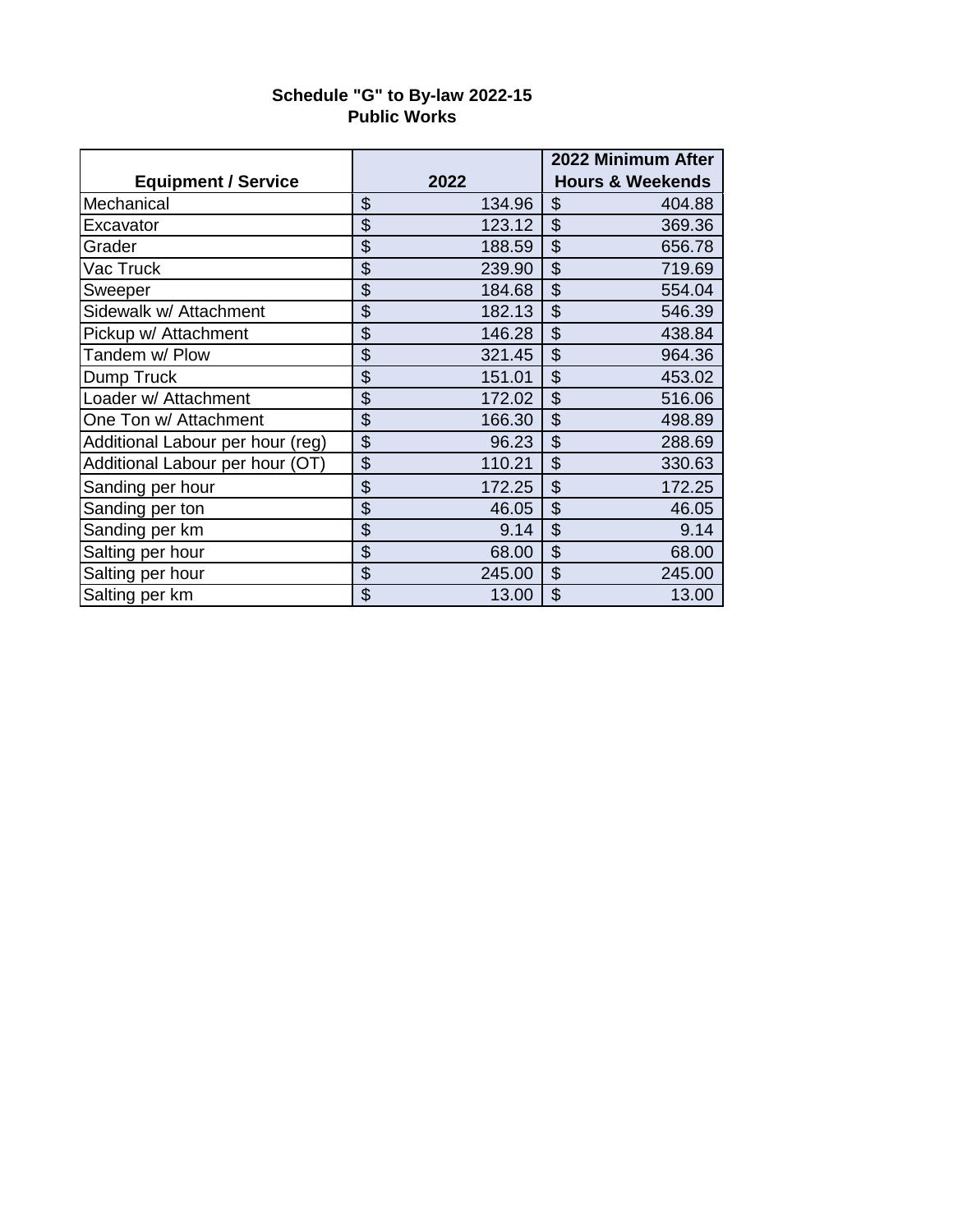**Schedule "G" to By-law 2022-15**
**Public Works**

| Equipment / Service | 2022 | 2022 Minimum After Hours & Weekends |
|---|---|---|
| Mechanical | $ 134.96 | $ 404.88 |
| Excavator | $ 123.12 | $ 369.36 |
| Grader | $ 188.59 | $ 656.78 |
| Vac Truck | $ 239.90 | $ 719.69 |
| Sweeper | $ 184.68 | $ 554.04 |
| Sidewalk w/ Attachment | $ 182.13 | $ 546.39 |
| Pickup w/ Attachment | $ 146.28 | $ 438.84 |
| Tandem w/ Plow | $ 321.45 | $ 964.36 |
| Dump Truck | $ 151.01 | $ 453.02 |
| Loader w/ Attachment | $ 172.02 | $ 516.06 |
| One Ton w/ Attachment | $ 166.30 | $ 498.89 |
| Additional Labour per hour (reg) | $ 96.23 | $ 288.69 |
| Additional Labour per hour (OT) | $ 110.21 | $ 330.63 |
| Sanding per hour | $ 172.25 | $ 172.25 |
| Sanding per ton | $ 46.05 | $ 46.05 |
| Sanding per km | $ 9.14 | $ 9.14 |
| Salting per hour | $ 68.00 | $ 68.00 |
| Salting per hour | $ 245.00 | $ 245.00 |
| Salting per km | $ 13.00 | $ 13.00 |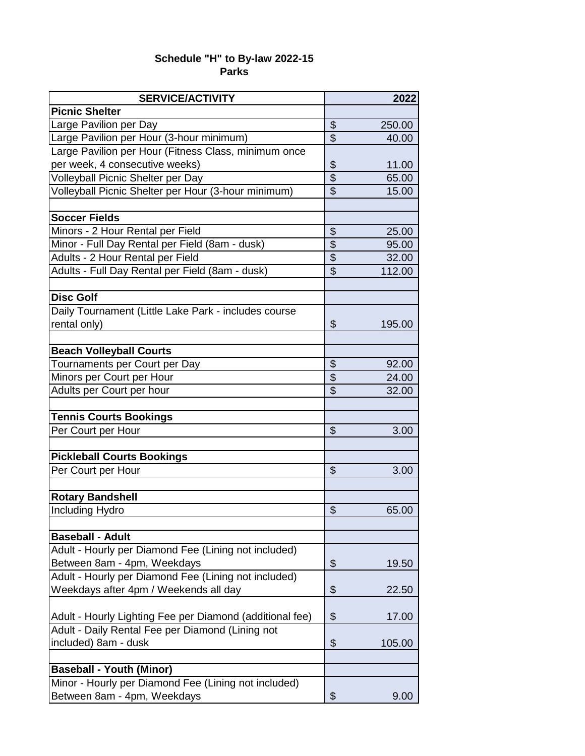**Schedule "H" to By-law 2022-15**
**Parks**

| SERVICE/ACTIVITY | 2022 |
|---|---|
| **Picnic Shelter** | |
| Large Pavilion per Day | $ 250.00 |
| Large Pavilion per Hour (3-hour minimum) | $ 40.00 |
| Large Pavilion per Hour (Fitness Class, minimum once per week, 4 consecutive weeks) | $ 11.00 |
| Volleyball Picnic Shelter per Day | $ 65.00 |
| Volleyball Picnic Shelter per Hour (3-hour minimum) | $ 15.00 |
| | |
| **Soccer Fields** | |
| Minors - 2 Hour Rental per Field | $ 25.00 |
| Minor - Full Day Rental per Field (8am - dusk) | $ 95.00 |
| Adults - 2 Hour Rental per Field | $ 32.00 |
| Adults - Full Day Rental per Field (8am - dusk) | $ 112.00 |
| | |
| **Disc Golf** | |
| Daily Tournament (Little Lake Park - includes course rental only) | $ 195.00 |
| | |
| **Beach Volleyball Courts** | |
| Tournaments per Court per Day | $ 92.00 |
| Minors per Court per Hour | $ 24.00 |
| Adults per Court per hour | $ 32.00 |
| | |
| **Tennis Courts Bookings** | |
| Per Court per Hour | $ 3.00 |
| | |
| **Pickleball Courts Bookings** | |
| Per Court per Hour | $ 3.00 |
| | |
| **Rotary Bandshell** | |
| Including Hydro | $ 65.00 |
| | |
| **Baseball - Adult** | |
| Adult - Hourly per Diamond Fee (Lining not included) Between 8am - 4pm, Weekdays | $ 19.50 |
| Adult - Hourly per Diamond Fee (Lining not included) Weekdays after 4pm / Weekends all day | $ 22.50 |
| Adult - Hourly Lighting Fee per Diamond (additional fee) | $ 17.00 |
| Adult - Daily Rental Fee per Diamond (Lining not included) 8am - dusk | $ 105.00 |
| | |
| **Baseball - Youth (Minor)** | |
| Minor - Hourly per Diamond Fee (Lining not included) Between 8am - 4pm, Weekdays | $ 9.00 |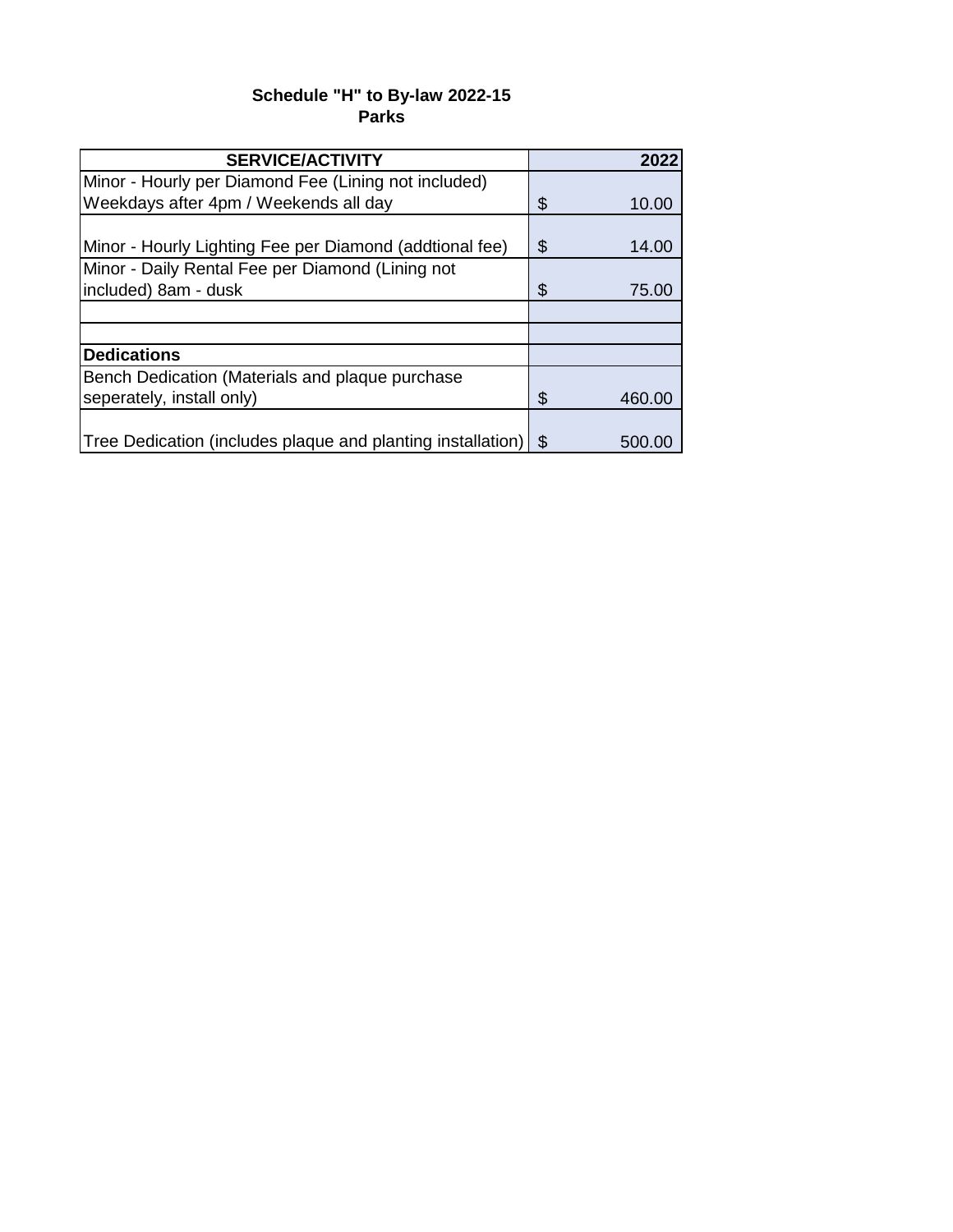**Schedule "H" to By-law 2022-15**
**Parks**

| SERVICE/ACTIVITY | 2022 |
|---|---|
| Minor - Hourly per Diamond Fee (Lining not included) Weekdays after 4pm / Weekends all day | $ 10.00 |
| Minor - Hourly Lighting Fee per Diamond (addtional fee) | $ 14.00 |
| Minor - Daily Rental Fee per Diamond (Lining not included) 8am - dusk | $ 75.00 |
| | |
| | |
| **Dedications** | |
| Bench Dedication (Materials and plaque purchase seperately, install only) | $ 460.00 |
| Tree Dedication (includes plaque and planting installation) | $ 500.00 |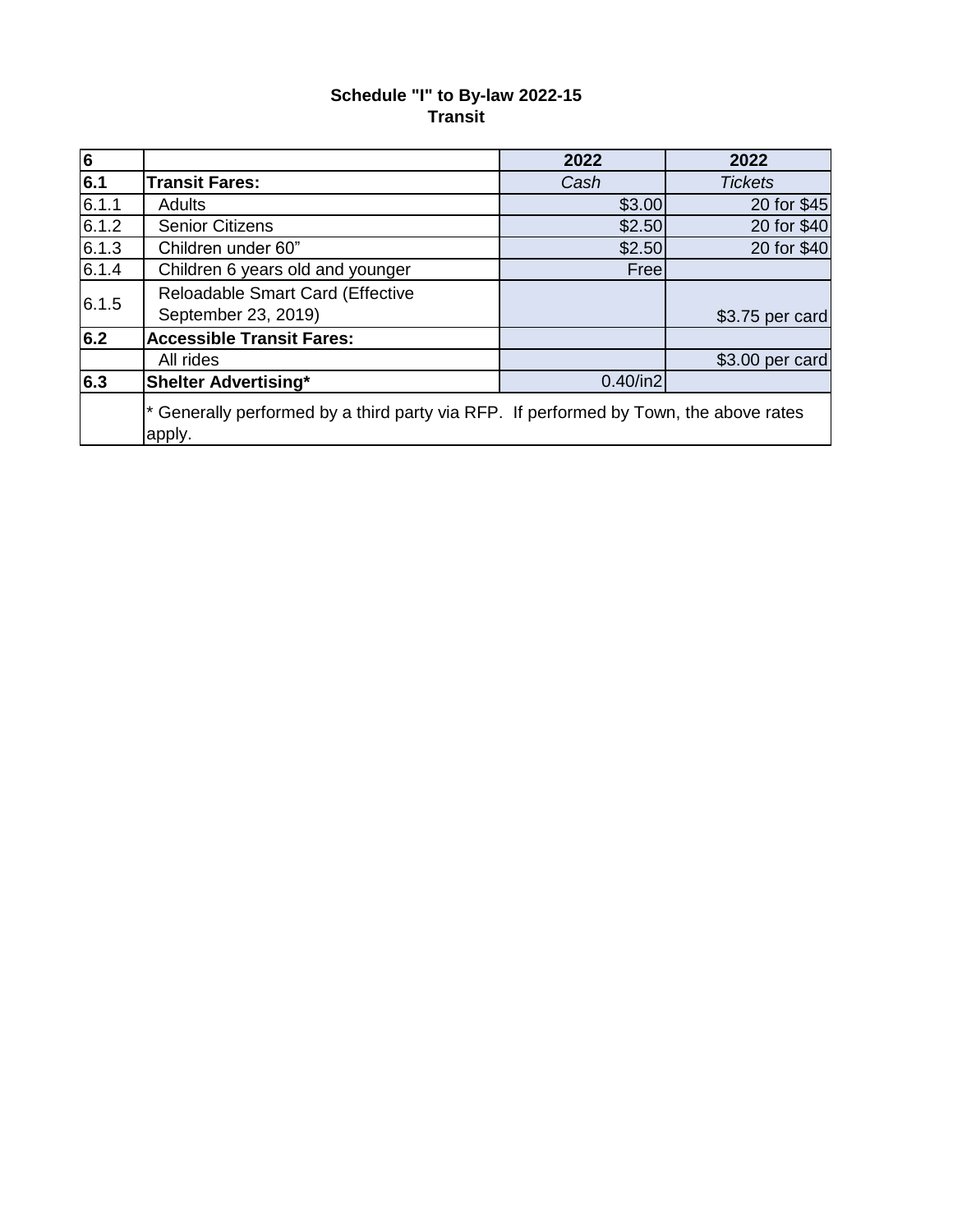**Schedule "I" to By-law 2022-15**
**Transit**

| **6** | | **2022** | **2022** |
|---|---|---|---|
| **6.1** | **Transit Fares:** | *Cash* | *Tickets* |
| 6.1.1 | Adults | $3.00 | 20 for $45 |
| 6.1.2 | Senior Citizens | $2.50 | 20 for $40 |
| 6.1.3 | Children under 60" | $2.50 | 20 for $40 |
| 6.1.4 | Children 6 years old and younger | Free | |
| 6.1.5 | Reloadable Smart Card (Effective September 23, 2019) | | $3.75 per card |
| **6.2** | **Accessible Transit Fares:** | | |
| | All rides | | $3.00 per card |
| **6.3** | **Shelter Advertising*** | 0.40/in2 | |
| | * Generally performed by a third party via RFP. If performed by Town, the above rates apply. | | |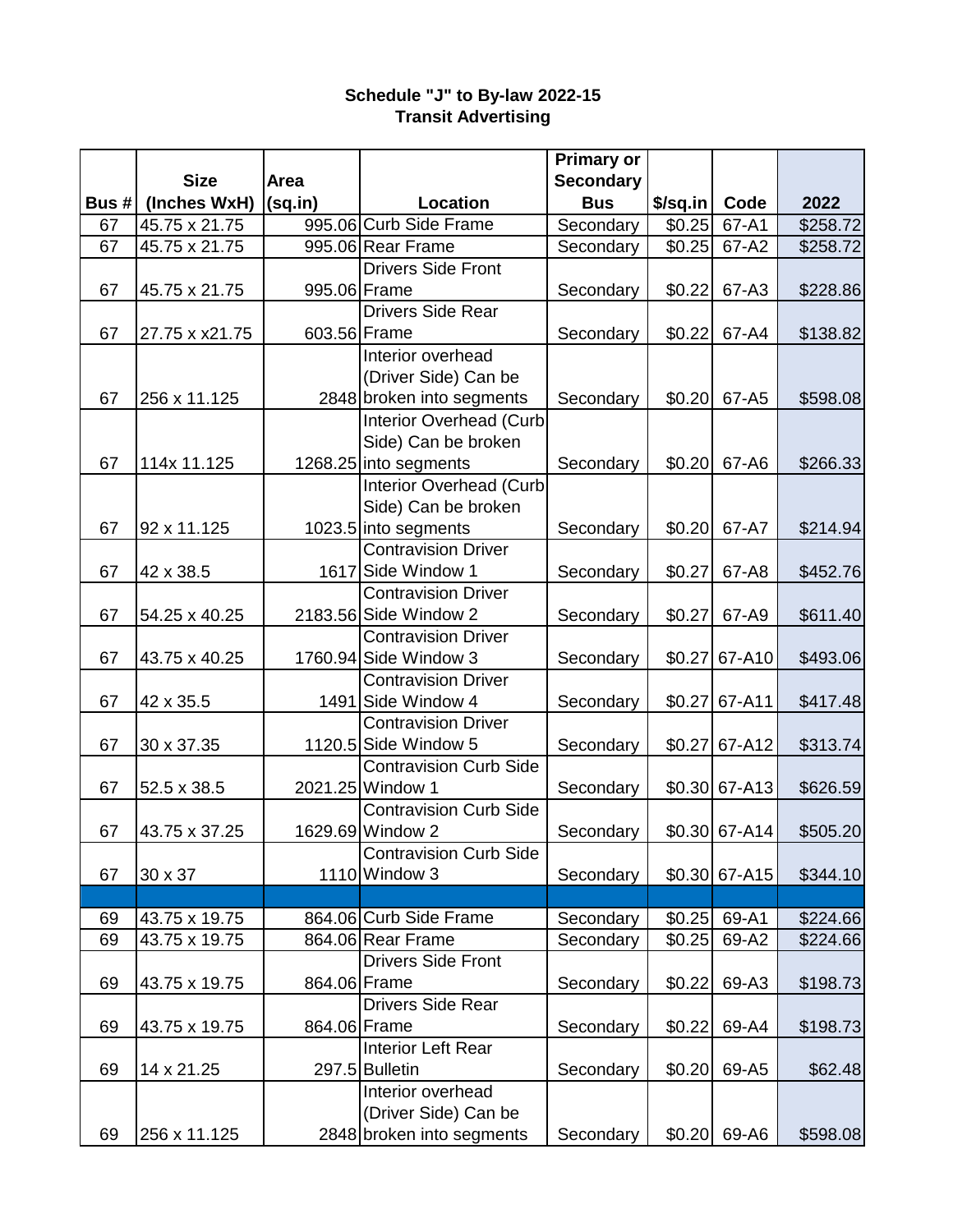**Schedule "J" to By-law 2022-15**
**Transit Advertising**

| Bus # | Size (Inches WxH) | Area (sq.in) | Location | Primary or Secondary Bus | $/sq.in | Code | 2022 |
|---|---|---|---|---|---|---|---|
| 67 | 45.75 x 21.75 | 995.06 | Curb Side Frame | Secondary | $0.25 | 67-A1 | $258.72 |
| 67 | 45.75 x 21.75 | 995.06 | Rear Frame | Secondary | $0.25 | 67-A2 | $258.72 |
| 67 | 45.75 x 21.75 | 995.06 | Drivers Side Front Frame | Secondary | $0.22 | 67-A3 | $228.86 |
| 67 | 27.75 x x21.75 | 603.56 | Drivers Side Rear Frame | Secondary | $0.22 | 67-A4 | $138.82 |
| 67 | 256 x 11.125 | 2848 | Interior overhead (Driver Side) Can be broken into segments | Secondary | $0.20 | 67-A5 | $598.08 |
| 67 | 114x 11.125 | 1268.25 | Interior Overhead (Curb Side) Can be broken into segments | Secondary | $0.20 | 67-A6 | $266.33 |
| 67 | 92 x 11.125 | 1023.5 | Interior Overhead (Curb Side) Can be broken into segments | Secondary | $0.20 | 67-A7 | $214.94 |
| 67 | 42 x 38.5 | 1617 | Contravision Driver Side Window 1 | Secondary | $0.27 | 67-A8 | $452.76 |
| 67 | 54.25 x 40.25 | 2183.56 | Contravision Driver Side Window 2 | Secondary | $0.27 | 67-A9 | $611.40 |
| 67 | 43.75 x 40.25 | 1760.94 | Contravision Driver Side Window 3 | Secondary | $0.27 | 67-A10 | $493.06 |
| 67 | 42 x 35.5 | 1491 | Contravision Driver Side Window 4 | Secondary | $0.27 | 67-A11 | $417.48 |
| 67 | 30 x 37.35 | 1120.5 | Contravision Driver Side Window 5 | Secondary | $0.27 | 67-A12 | $313.74 |
| 67 | 52.5 x 38.5 | 2021.25 | Contravision Curb Side Window 1 | Secondary | $0.30 | 67-A13 | $626.59 |
| 67 | 43.75 x 37.25 | 1629.69 | Contravision Curb Side Window 2 | Secondary | $0.30 | 67-A14 | $505.20 |
| 67 | 30 x 37 | 1110 | Contravision Curb Side Window 3 | Secondary | $0.30 | 67-A15 | $344.10 |
| | | | | | | | |
| 69 | 43.75 x 19.75 | 864.06 | Curb Side Frame | Secondary | $0.25 | 69-A1 | $224.66 |
| 69 | 43.75 x 19.75 | 864.06 | Rear Frame | Secondary | $0.25 | 69-A2 | $224.66 |
| 69 | 43.75 x 19.75 | 864.06 | Drivers Side Front Frame | Secondary | $0.22 | 69-A3 | $198.73 |
| 69 | 43.75 x 19.75 | 864.06 | Drivers Side Rear Frame | Secondary | $0.22 | 69-A4 | $198.73 |
| 69 | 14 x 21.25 | 297.5 | Interior Left Rear Bulletin | Secondary | $0.20 | 69-A5 | $62.48 |
| 69 | 256 x 11.125 | 2848 | Interior overhead (Driver Side) Can be broken into segments | Secondary | $0.20 | 69-A6 | $598.08 |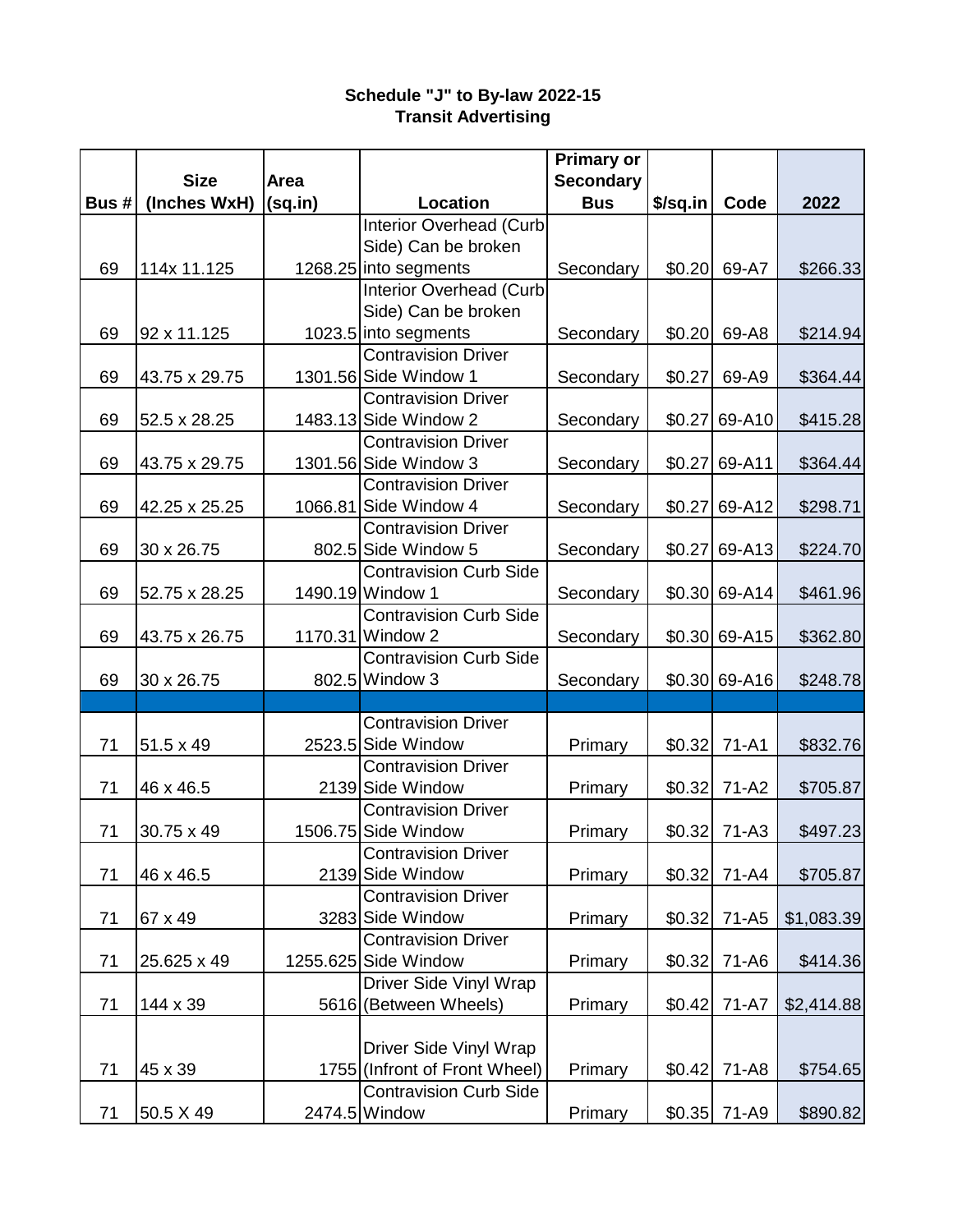**Schedule "J" to By-law 2022-15**
**Transit Advertising**

| Bus # | Size (Inches WxH) | Area (sq.in) | Location | Primary or Secondary Bus | $/sq.in | Code | 2022 |
|---|---|---|---|---|---|---|---|
| 69 | 114x 11.125 | 1268.25 | Interior Overhead (Curb Side) Can be broken into segments | Secondary | $0.20 | 69-A7 | $266.33 |
| 69 | 92 x 11.125 | 1023.5 | Interior Overhead (Curb Side) Can be broken into segments | Secondary | $0.20 | 69-A8 | $214.94 |
| 69 | 43.75 x 29.75 | 1301.56 | Contravision Driver Side Window 1 | Secondary | $0.27 | 69-A9 | $364.44 |
| 69 | 52.5 x 28.25 | 1483.13 | Contravision Driver Side Window 2 | Secondary | $0.27 | 69-A10 | $415.28 |
| 69 | 43.75 x 29.75 | 1301.56 | Contravision Driver Side Window 3 | Secondary | $0.27 | 69-A11 | $364.44 |
| 69 | 42.25 x 25.25 | 1066.81 | Contravision Driver Side Window 4 | Secondary | $0.27 | 69-A12 | $298.71 |
| 69 | 30 x 26.75 | 802.5 | Contravision Driver Side Window 5 | Secondary | $0.27 | 69-A13 | $224.70 |
| 69 | 52.75 x 28.25 | 1490.19 | Contravision Curb Side Window 1 | Secondary | $0.30 | 69-A14 | $461.96 |
| 69 | 43.75 x 26.75 | 1170.31 | Contravision Curb Side Window 2 | Secondary | $0.30 | 69-A15 | $362.80 |
| 69 | 30 x 26.75 | 802.5 | Contravision Curb Side Window 3 | Secondary | $0.30 | 69-A16 | $248.78 |
| | | | | | | | |
| 71 | 51.5 x 49 | 2523.5 | Contravision Driver Side Window | Primary | $0.32 | 71-A1 | $832.76 |
| 71 | 46 x 46.5 | 2139 | Contravision Driver Side Window | Primary | $0.32 | 71-A2 | $705.87 |
| 71 | 30.75 x 49 | 1506.75 | Contravision Driver Side Window | Primary | $0.32 | 71-A3 | $497.23 |
| 71 | 46 x 46.5 | 2139 | Contravision Driver Side Window | Primary | $0.32 | 71-A4 | $705.87 |
| 71 | 67 x 49 | 3283 | Contravision Driver Side Window | Primary | $0.32 | 71-A5 | $1,083.39 |
| 71 | 25.625 x 49 | 1255.625 | Contravision Driver Side Window | Primary | $0.32 | 71-A6 | $414.36 |
| 71 | 144 x 39 | 5616 | Driver Side Vinyl Wrap (Between Wheels) | Primary | $0.42 | 71-A7 | $2,414.88 |
| 71 | 45 x 39 | 1755 | Driver Side Vinyl Wrap (Infront of Front Wheel) | Primary | $0.42 | 71-A8 | $754.65 |
| 71 | 50.5 X 49 | 2474.5 | Contravision Curb Side Window | Primary | $0.35 | 71-A9 | $890.82 |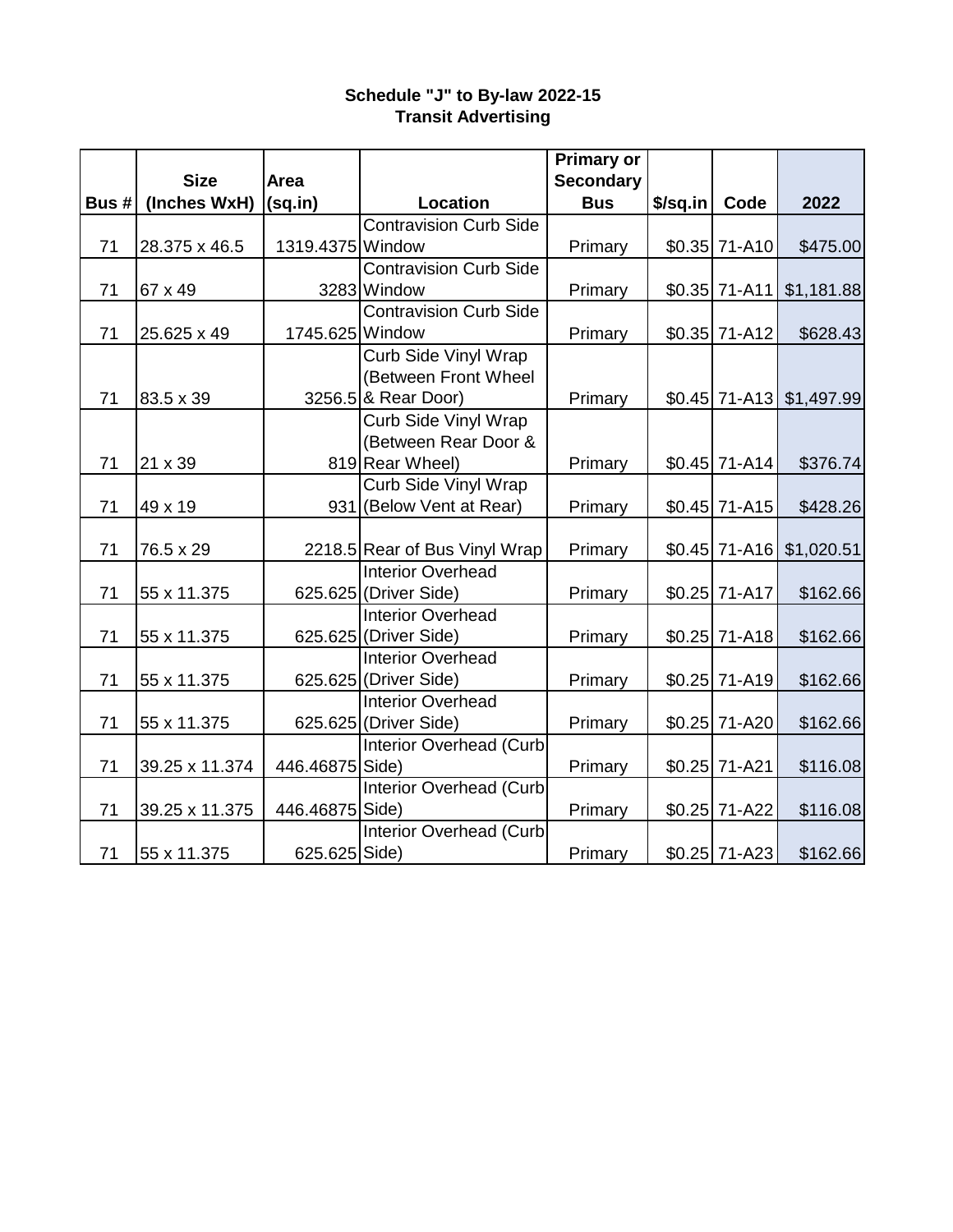**Schedule "J" to By-law 2022-15**
**Transit Advertising**

| Bus # | Size (Inches WxH) | Area (sq.in) | Location | Primary or Secondary Bus | $/sq.in | Code | 2022 |
|---|---|---|---|---|---|---|---|
| 71 | 28.375 x 46.5 | 1319.4375 | Contravision Curb Side Window | Primary | $0.35 | 71-A10 | $475.00 |
| 71 | 67 x 49 | 3283 | Contravision Curb Side Window | Primary | $0.35 | 71-A11 | $1,181.88 |
| 71 | 25.625 x 49 | 1745.625 | Contravision Curb Side Window | Primary | $0.35 | 71-A12 | $628.43 |
| 71 | 83.5 x 39 | 3256.5 | Curb Side Vinyl Wrap (Between Front Wheel & Rear Door) | Primary | $0.45 | 71-A13 | $1,497.99 |
| 71 | 21 x 39 | 819 | Curb Side Vinyl Wrap (Between Rear Door & Rear Wheel) | Primary | $0.45 | 71-A14 | $376.74 |
| 71 | 49 x 19 | 931 | Curb Side Vinyl Wrap (Below Vent at Rear) | Primary | $0.45 | 71-A15 | $428.26 |
| 71 | 76.5 x 29 | 2218.5 | Rear of Bus Vinyl Wrap | Primary | $0.45 | 71-A16 | $1,020.51 |
| 71 | 55 x 11.375 | 625.625 | Interior Overhead (Driver Side) | Primary | $0.25 | 71-A17 | $162.66 |
| 71 | 55 x 11.375 | 625.625 | Interior Overhead (Driver Side) | Primary | $0.25 | 71-A18 | $162.66 |
| 71 | 55 x 11.375 | 625.625 | Interior Overhead (Driver Side) | Primary | $0.25 | 71-A19 | $162.66 |
| 71 | 55 x 11.375 | 625.625 | Interior Overhead (Driver Side) | Primary | $0.25 | 71-A20 | $162.66 |
| 71 | 39.25 x 11.374 | 446.46875 | Interior Overhead (Curb Side) | Primary | $0.25 | 71-A21 | $116.08 |
| 71 | 39.25 x 11.375 | 446.46875 | Interior Overhead (Curb Side) | Primary | $0.25 | 71-A22 | $116.08 |
| 71 | 55 x 11.375 | 625.625 | Interior Overhead (Curb Side) | Primary | $0.25 | 71-A23 | $162.66 |